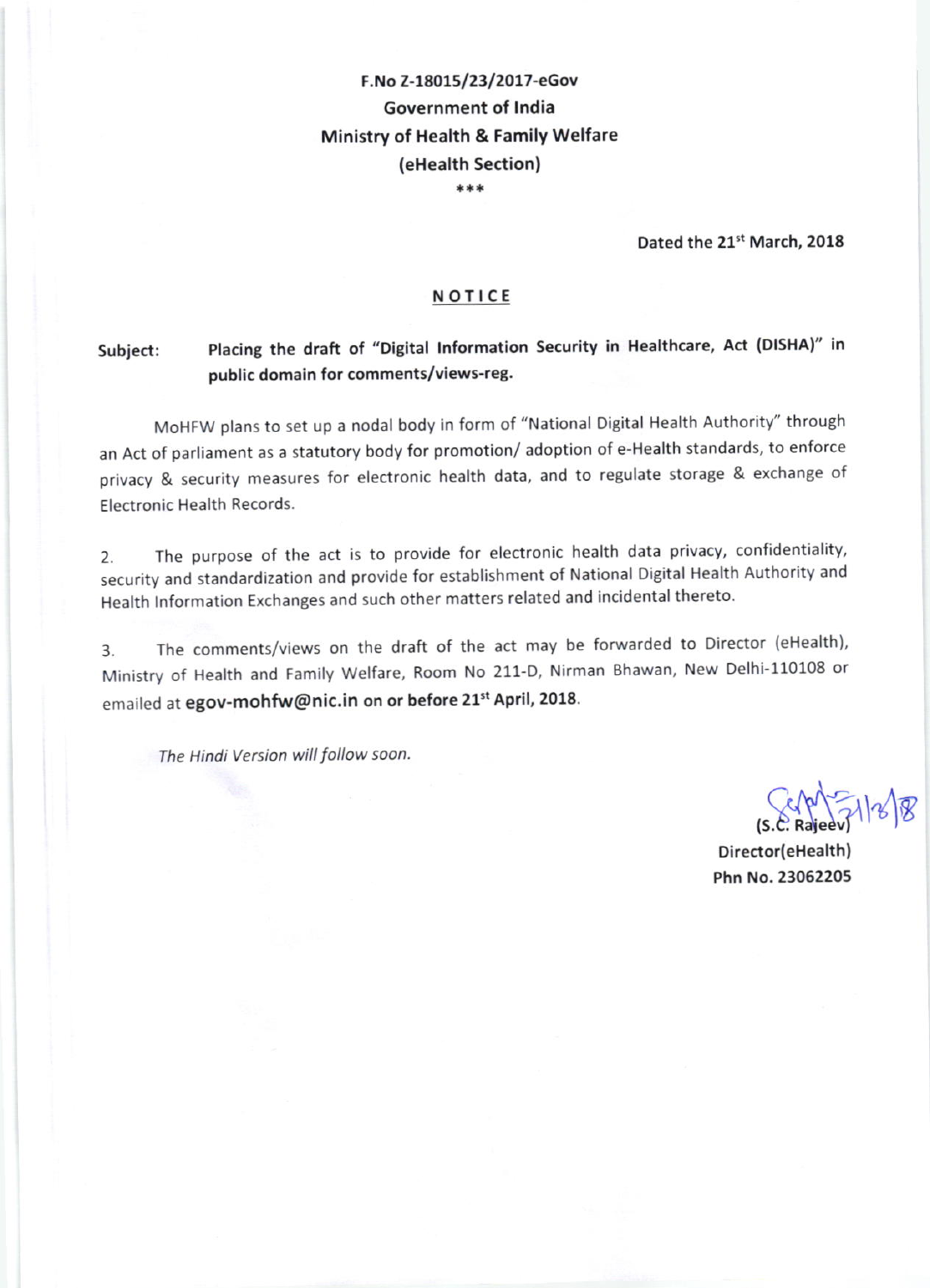**F.No Z-18015/23/2017-eGov**
**Government of India**
**Ministry of Health & Family Welfare**
**(eHealth Section)**
\*\*\*

**Dated the 21st March, 2018**

## NOTICE

**Subject:** **Placing the draft of "Digital Information Security in Healthcare, Act (DISHA)" in public domain for comments/views-reg.**

MoHFW plans to set up a nodal body in form of "National Digital Health Authority" through an Act of parliament as a statutory body for promotion/ adoption of e-Health standards, to enforce privacy & security measures for electronic health data, and to regulate storage & exchange of Electronic Health Records.

2. The purpose of the act is to provide for electronic health data privacy, confidentiality, security and standardization and provide for establishment of National Digital Health Authority and Health Information Exchanges and such other matters related and incidental thereto.

3. The comments/views on the draft of the act may be forwarded to Director (eHealth), Ministry of Health and Family Welfare, Room No 211-D, Nirman Bhawan, New Delhi-110108 or emailed at **egov-mohfw@nic.in on or before 21st April, 2018**.

*The Hindi Version will follow soon.*

(S.C. Rajeev) 21/3/18
**Director(eHealth)**
**Phn No. 23062205**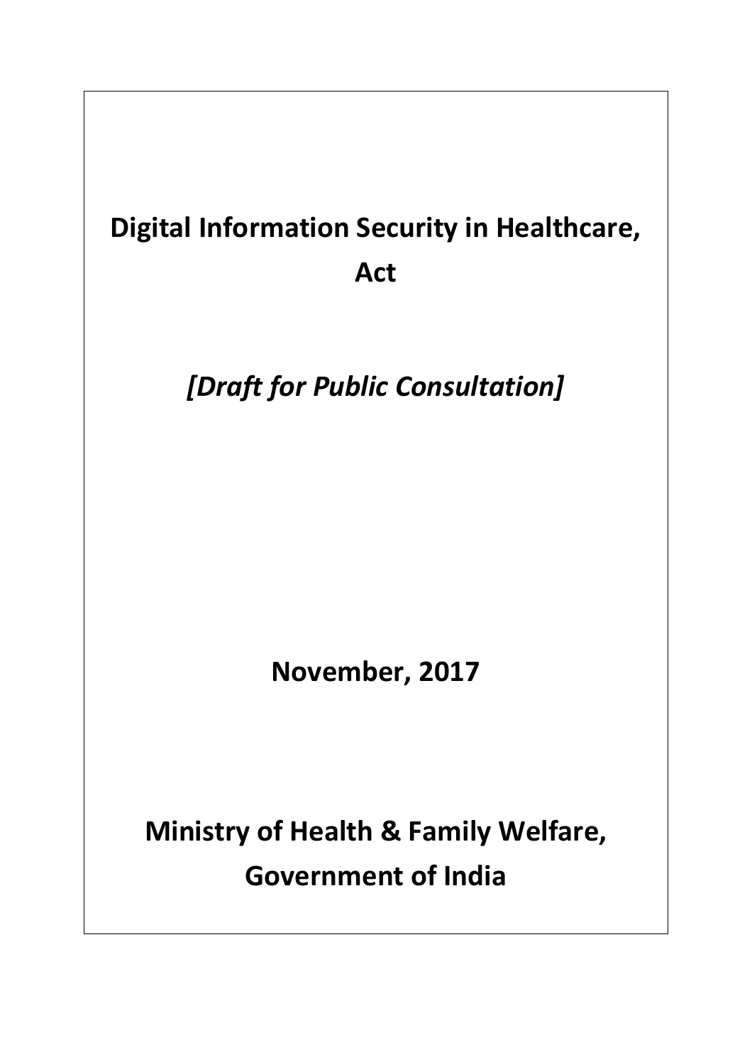# Digital Information Security in Healthcare, Act

*[Draft for Public Consultation]*

**November, 2017**

**Ministry of Health & Family Welfare, Government of India**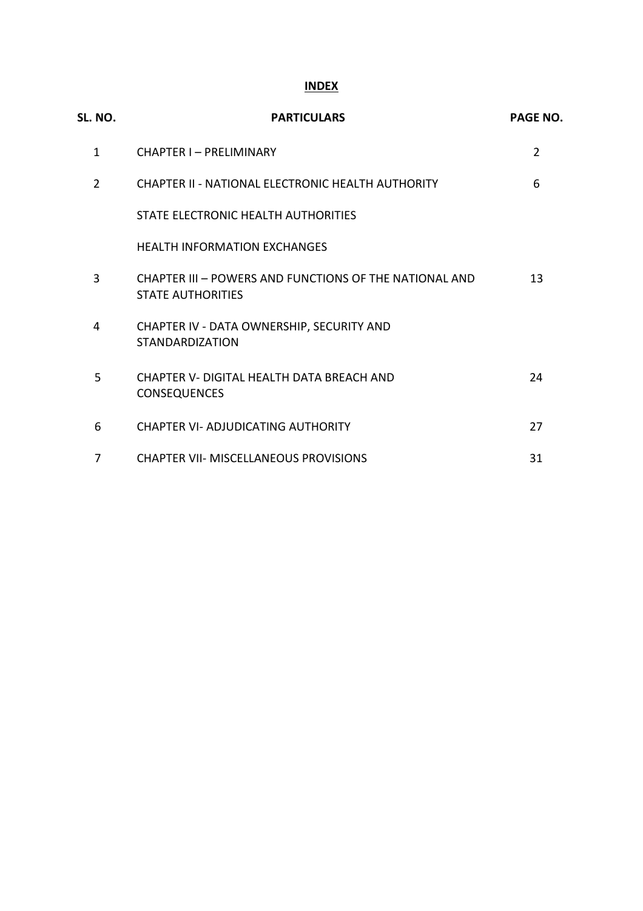**INDEX**

| SL. NO. | PARTICULARS | PAGE NO. |
|---|---|---|
| 1 | CHAPTER I – PRELIMINARY | 2 |
| 2 | CHAPTER II - NATIONAL ELECTRONIC HEALTH AUTHORITY | 6 |
| | STATE ELECTRONIC HEALTH AUTHORITIES | |
| | HEALTH INFORMATION EXCHANGES | |
| 3 | CHAPTER III – POWERS AND FUNCTIONS OF THE NATIONAL AND STATE AUTHORITIES | 13 |
| 4 | CHAPTER IV - DATA OWNERSHIP, SECURITY AND STANDARDIZATION | |
| 5 | CHAPTER V- DIGITAL HEALTH DATA BREACH AND CONSEQUENCES | 24 |
| 6 | CHAPTER VI- ADJUDICATING AUTHORITY | 27 |
| 7 | CHAPTER VII- MISCELLANEOUS PROVISIONS | 31 |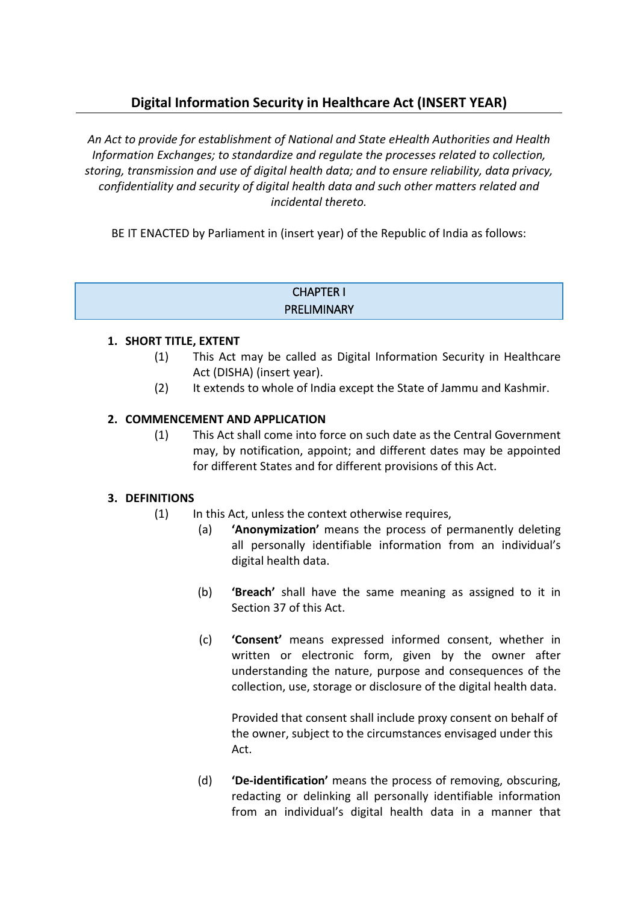## Digital Information Security in Healthcare Act (INSERT YEAR)

*An Act to provide for establishment of National and State eHealth Authorities and Health Information Exchanges; to standardize and regulate the processes related to collection, storing, transmission and use of digital health data; and to ensure reliability, data privacy, confidentiality and security of digital health data and such other matters related and incidental thereto.*

BE IT ENACTED by Parliament in (insert year) of the Republic of India as follows:

### CHAPTER I
### PRELIMINARY

**1. SHORT TITLE, EXTENT**

(1) This Act may be called as Digital Information Security in Healthcare Act (DISHA) (insert year).

(2) It extends to whole of India except the State of Jammu and Kashmir.

**2. COMMENCEMENT AND APPLICATION**

(1) This Act shall come into force on such date as the Central Government may, by notification, appoint; and different dates may be appointed for different States and for different provisions of this Act.

**3. DEFINITIONS**

(1) In this Act, unless the context otherwise requires,

(a) **'Anonymization'** means the process of permanently deleting all personally identifiable information from an individual's digital health data.

(b) **'Breach'** shall have the same meaning as assigned to it in Section 37 of this Act.

(c) **'Consent'** means expressed informed consent, whether in written or electronic form, given by the owner after understanding the nature, purpose and consequences of the collection, use, storage or disclosure of the digital health data.

Provided that consent shall include proxy consent on behalf of the owner, subject to the circumstances envisaged under this Act.

(d) **'De-identification'** means the process of removing, obscuring, redacting or delinking all personally identifiable information from an individual's digital health data in a manner that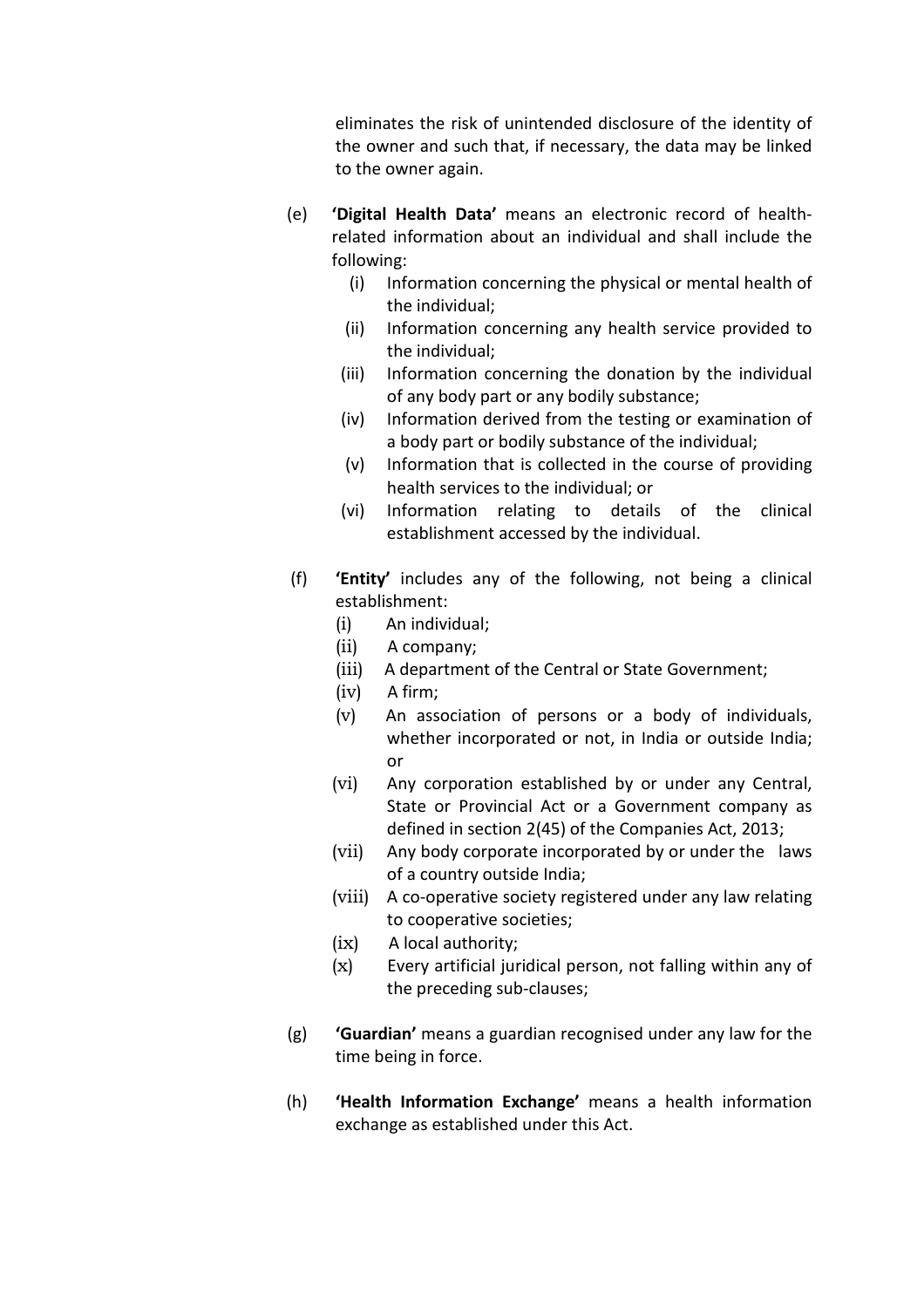eliminates the risk of unintended disclosure of the identity of the owner and such that, if necessary, the data may be linked to the owner again.

(e) **'Digital Health Data'** means an electronic record of health-related information about an individual and shall include the following:

  (i) Information concerning the physical or mental health of the individual;
  (ii) Information concerning any health service provided to the individual;
  (iii) Information concerning the donation by the individual of any body part or any bodily substance;
  (iv) Information derived from the testing or examination of a body part or bodily substance of the individual;
  (v) Information that is collected in the course of providing health services to the individual; or
  (vi) Information relating to details of the clinical establishment accessed by the individual.

(f) **'Entity'** includes any of the following, not being a clinical establishment:

  (i) An individual;
  (ii) A company;
  (iii) A department of the Central or State Government;
  (iv) A firm;
  (v) An association of persons or a body of individuals, whether incorporated or not, in India or outside India; or
  (vi) Any corporation established by or under any Central, State or Provincial Act or a Government company as defined in section 2(45) of the Companies Act, 2013;
  (vii) Any body corporate incorporated by or under the laws of a country outside India;
  (viii) A co-operative society registered under any law relating to cooperative societies;
  (ix) A local authority;
  (x) Every artificial juridical person, not falling within any of the preceding sub-clauses;

(g) **'Guardian'** means a guardian recognised under any law for the time being in force.

(h) **'Health Information Exchange'** means a health information exchange as established under this Act.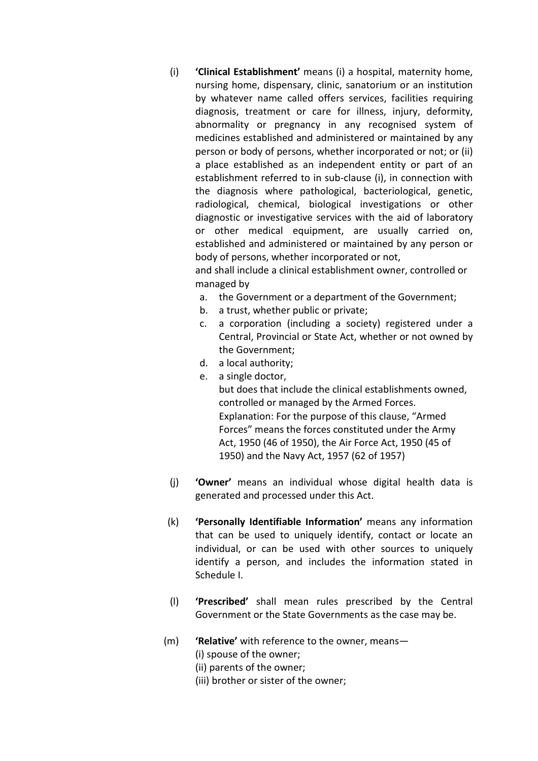(i) **'Clinical Establishment'** means (i) a hospital, maternity home, nursing home, dispensary, clinic, sanatorium or an institution by whatever name called offers services, facilities requiring diagnosis, treatment or care for illness, injury, deformity, abnormality or pregnancy in any recognised system of medicines established and administered or maintained by any person or body of persons, whether incorporated or not; or (ii) a place established as an independent entity or part of an establishment referred to in sub-clause (i), in connection with the diagnosis where pathological, bacteriological, genetic, radiological, chemical, biological investigations or other diagnostic or investigative services with the aid of laboratory or other medical equipment, are usually carried on, established and administered or maintained by any person or body of persons, whether incorporated or not,

and shall include a clinical establishment owner, controlled or managed by

a. the Government or a department of the Government;
b. a trust, whether public or private;
c. a corporation (including a society) registered under a Central, Provincial or State Act, whether or not owned by the Government;
d. a local authority;
e. a single doctor,

but does that include the clinical establishments owned, controlled or managed by the Armed Forces.

Explanation: For the purpose of this clause, "Armed Forces" means the forces constituted under the Army Act, 1950 (46 of 1950), the Air Force Act, 1950 (45 of 1950) and the Navy Act, 1957 (62 of 1957)

(j) **'Owner'** means an individual whose digital health data is generated and processed under this Act.

(k) **'Personally Identifiable Information'** means any information that can be used to uniquely identify, contact or locate an individual, or can be used with other sources to uniquely identify a person, and includes the information stated in Schedule I.

(l) **'Prescribed'** shall mean rules prescribed by the Central Government or the State Governments as the case may be.

(m) **'Relative'** with reference to the owner, means—
(i) spouse of the owner;
(ii) parents of the owner;
(iii) brother or sister of the owner;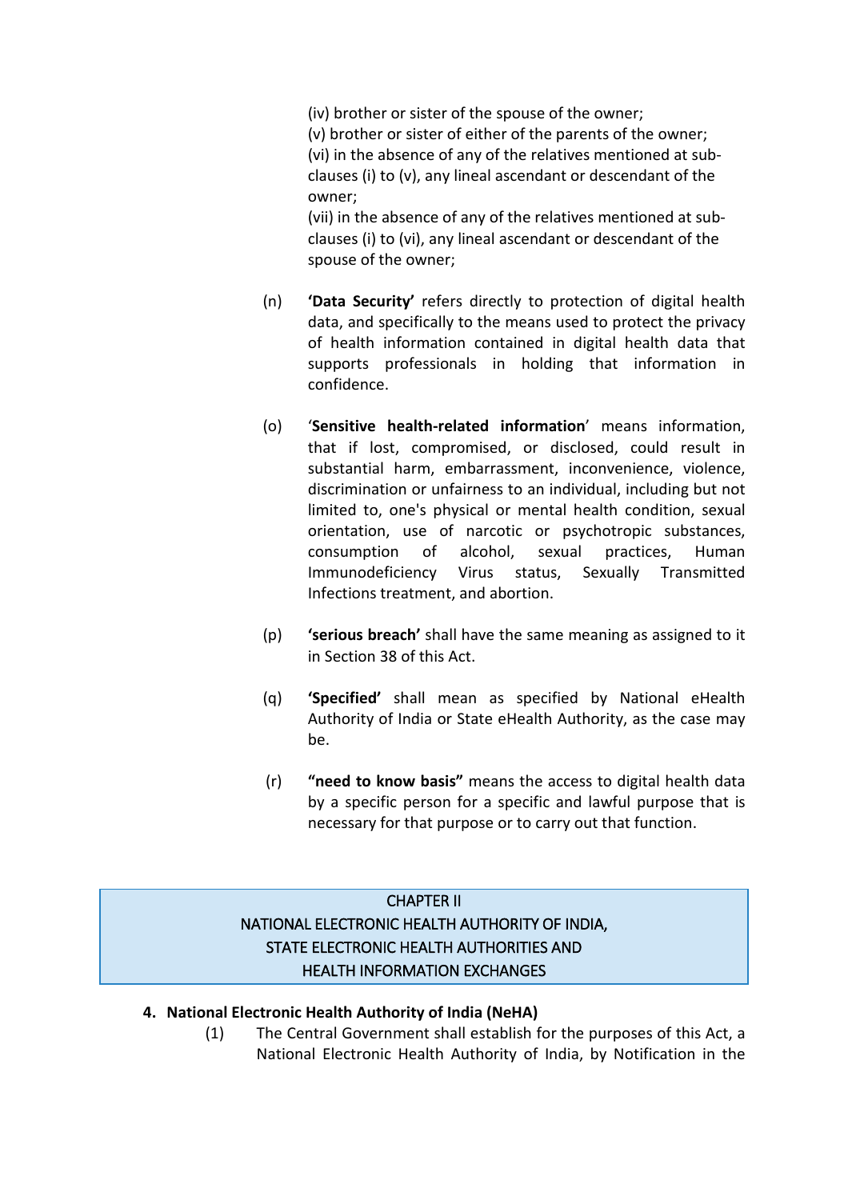(iv) brother or sister of the spouse of the owner;
(v) brother or sister of either of the parents of the owner;
(vi) in the absence of any of the relatives mentioned at sub-clauses (i) to (v), any lineal ascendant or descendant of the owner;
(vii) in the absence of any of the relatives mentioned at sub-clauses (i) to (vi), any lineal ascendant or descendant of the spouse of the owner;

(n) **'Data Security'** refers directly to protection of digital health data, and specifically to the means used to protect the privacy of health information contained in digital health data that supports professionals in holding that information in confidence.

(o) '**Sensitive health-related information**' means information, that if lost, compromised, or disclosed, could result in substantial harm, embarrassment, inconvenience, violence, discrimination or unfairness to an individual, including but not limited to, one's physical or mental health condition, sexual orientation, use of narcotic or psychotropic substances, consumption of alcohol, sexual practices, Human Immunodeficiency Virus status, Sexually Transmitted Infections treatment, and abortion.

(p) **'serious breach'** shall have the same meaning as assigned to it in Section 38 of this Act.

(q) **'Specified'** shall mean as specified by National eHealth Authority of India or State eHealth Authority, as the case may be.

(r) **"need to know basis"** means the access to digital health data by a specific person for a specific and lawful purpose that is necessary for that purpose or to carry out that function.

## CHAPTER II
## NATIONAL ELECTRONIC HEALTH AUTHORITY OF INDIA, STATE ELECTRONIC HEALTH AUTHORITIES AND HEALTH INFORMATION EXCHANGES

**4. National Electronic Health Authority of India (NeHA)**

(1) The Central Government shall establish for the purposes of this Act, a National Electronic Health Authority of India, by Notification in the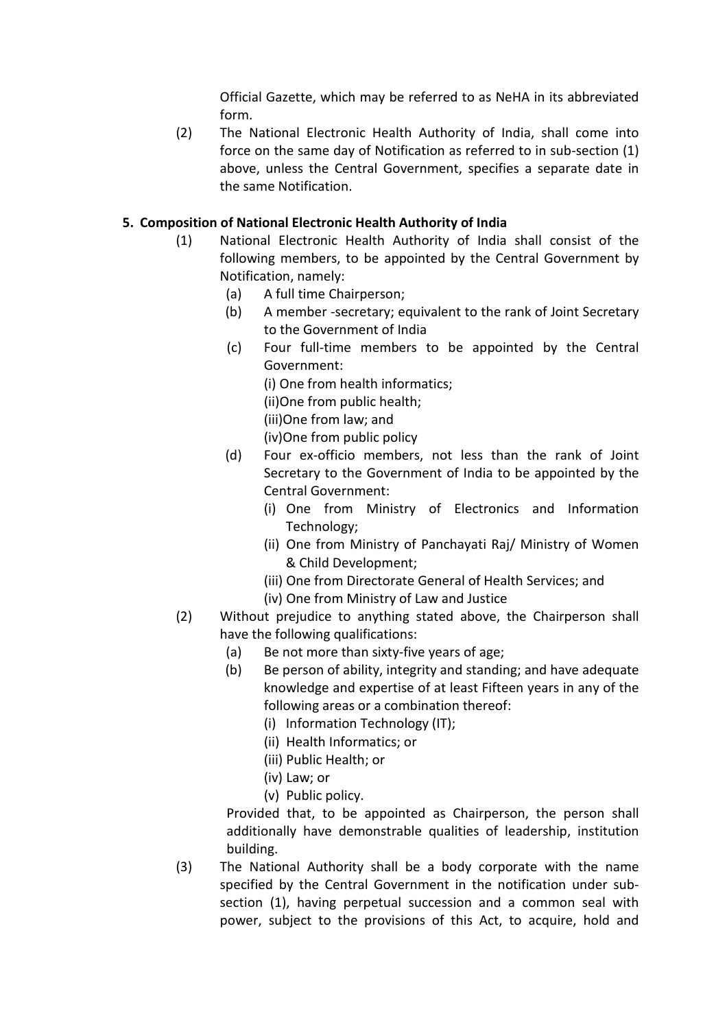Official Gazette, which may be referred to as NeHA in its abbreviated form.

(2) The National Electronic Health Authority of India, shall come into force on the same day of Notification as referred to in sub-section (1) above, unless the Central Government, specifies a separate date in the same Notification.

**5. Composition of National Electronic Health Authority of India**

(1) National Electronic Health Authority of India shall consist of the following members, to be appointed by the Central Government by Notification, namely:

(a) A full time Chairperson;

(b) A member -secretary; equivalent to the rank of Joint Secretary to the Government of India

(c) Four full-time members to be appointed by the Central Government:

(i) One from health informatics;

(ii)One from public health;

(iii)One from law; and

(iv)One from public policy

(d) Four ex-officio members, not less than the rank of Joint Secretary to the Government of India to be appointed by the Central Government:

(i) One from Ministry of Electronics and Information Technology;

(ii) One from Ministry of Panchayati Raj/ Ministry of Women & Child Development;

(iii) One from Directorate General of Health Services; and

(iv) One from Ministry of Law and Justice

(2) Without prejudice to anything stated above, the Chairperson shall have the following qualifications:

(a) Be not more than sixty-five years of age;

(b) Be person of ability, integrity and standing; and have adequate knowledge and expertise of at least Fifteen years in any of the following areas or a combination thereof:

(i) Information Technology (IT);

(ii) Health Informatics; or

(iii) Public Health; or

(iv) Law; or

(v) Public policy.

Provided that, to be appointed as Chairperson, the person shall additionally have demonstrable qualities of leadership, institution building.

(3) The National Authority shall be a body corporate with the name specified by the Central Government in the notification under sub-section (1), having perpetual succession and a common seal with power, subject to the provisions of this Act, to acquire, hold and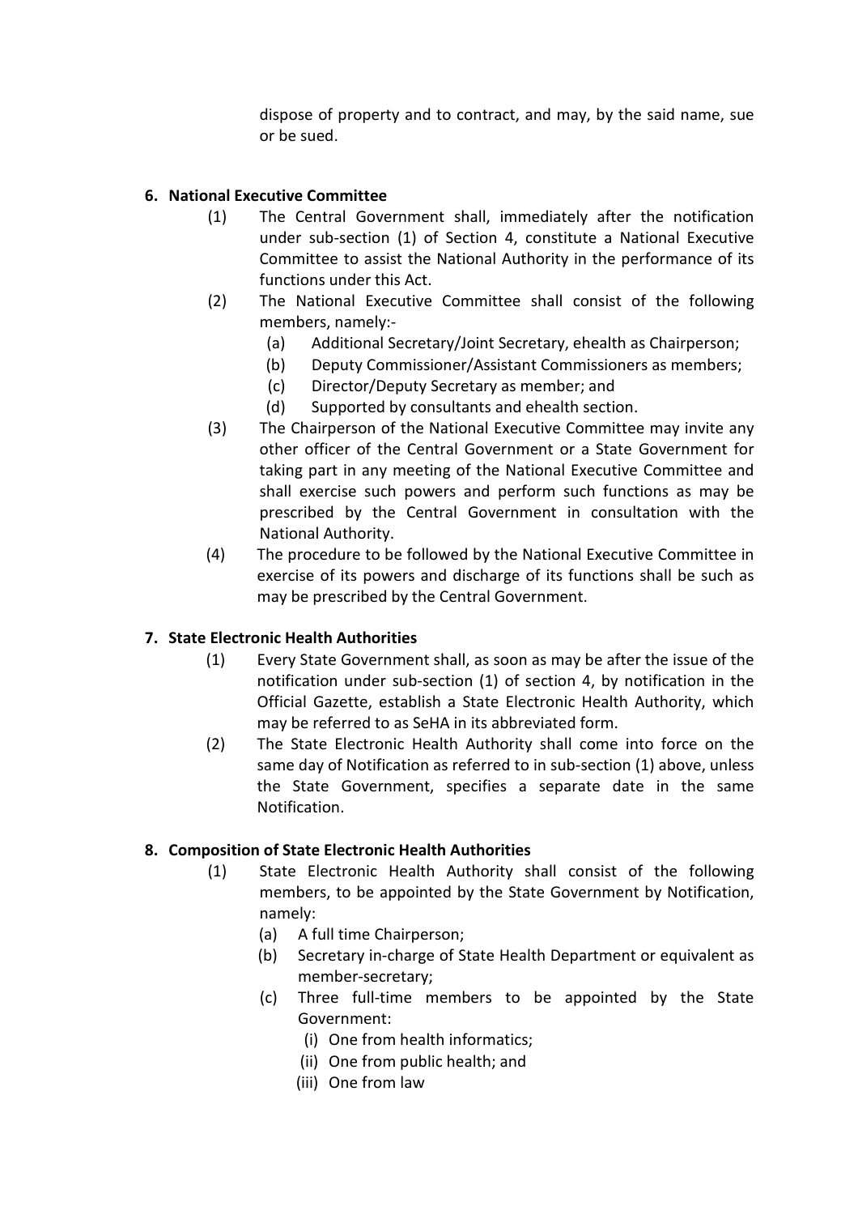dispose of property and to contract, and may, by the said name, sue or be sued.

**6. National Executive Committee**

(1) The Central Government shall, immediately after the notification under sub-section (1) of Section 4, constitute a National Executive Committee to assist the National Authority in the performance of its functions under this Act.

(2) The National Executive Committee shall consist of the following members, namely:-

- (a) Additional Secretary/Joint Secretary, ehealth as Chairperson;
- (b) Deputy Commissioner/Assistant Commissioners as members;
- (c) Director/Deputy Secretary as member; and
- (d) Supported by consultants and ehealth section.

(3) The Chairperson of the National Executive Committee may invite any other officer of the Central Government or a State Government for taking part in any meeting of the National Executive Committee and shall exercise such powers and perform such functions as may be prescribed by the Central Government in consultation with the National Authority.

(4) The procedure to be followed by the National Executive Committee in exercise of its powers and discharge of its functions shall be such as may be prescribed by the Central Government.

**7. State Electronic Health Authorities**

(1) Every State Government shall, as soon as may be after the issue of the notification under sub-section (1) of section 4, by notification in the Official Gazette, establish a State Electronic Health Authority, which may be referred to as SeHA in its abbreviated form.

(2) The State Electronic Health Authority shall come into force on the same day of Notification as referred to in sub-section (1) above, unless the State Government, specifies a separate date in the same Notification.

**8. Composition of State Electronic Health Authorities**

(1) State Electronic Health Authority shall consist of the following members, to be appointed by the State Government by Notification, namely:

- (a) A full time Chairperson;
- (b) Secretary in-charge of State Health Department or equivalent as member-secretary;
- (c) Three full-time members to be appointed by the State Government:
  - (i) One from health informatics;
  - (ii) One from public health; and
  - (iii) One from law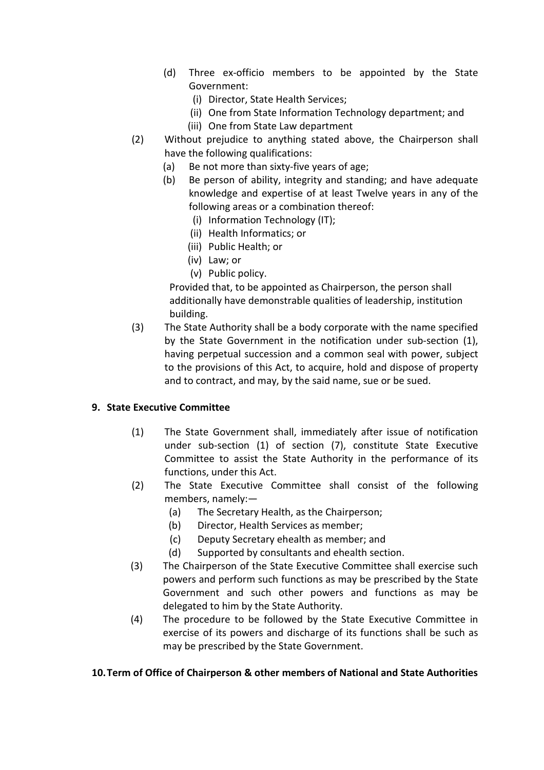(d) Three ex-officio members to be appointed by the State Government:

   (i) Director, State Health Services;

   (ii) One from State Information Technology department; and

   (iii) One from State Law department

(2) Without prejudice to anything stated above, the Chairperson shall have the following qualifications:

   (a) Be not more than sixty-five years of age;

   (b) Be person of ability, integrity and standing; and have adequate knowledge and expertise of at least Twelve years in any of the following areas or a combination thereof:

      (i) Information Technology (IT);

      (ii) Health Informatics; or

      (iii) Public Health; or

      (iv) Law; or

      (v) Public policy.

   Provided that, to be appointed as Chairperson, the person shall additionally have demonstrable qualities of leadership, institution building.

(3) The State Authority shall be a body corporate with the name specified by the State Government in the notification under sub-section (1), having perpetual succession and a common seal with power, subject to the provisions of this Act, to acquire, hold and dispose of property and to contract, and may, by the said name, sue or be sued.

**9. State Executive Committee**

(1) The State Government shall, immediately after issue of notification under sub-section (1) of section (7), constitute State Executive Committee to assist the State Authority in the performance of its functions, under this Act.

(2) The State Executive Committee shall consist of the following members, namely:—

   (a) The Secretary Health, as the Chairperson;

   (b) Director, Health Services as member;

   (c) Deputy Secretary ehealth as member; and

   (d) Supported by consultants and ehealth section.

(3) The Chairperson of the State Executive Committee shall exercise such powers and perform such functions as may be prescribed by the State Government and such other powers and functions as may be delegated to him by the State Authority.

(4) The procedure to be followed by the State Executive Committee in exercise of its powers and discharge of its functions shall be such as may be prescribed by the State Government.

**10. Term of Office of Chairperson & other members of National and State Authorities**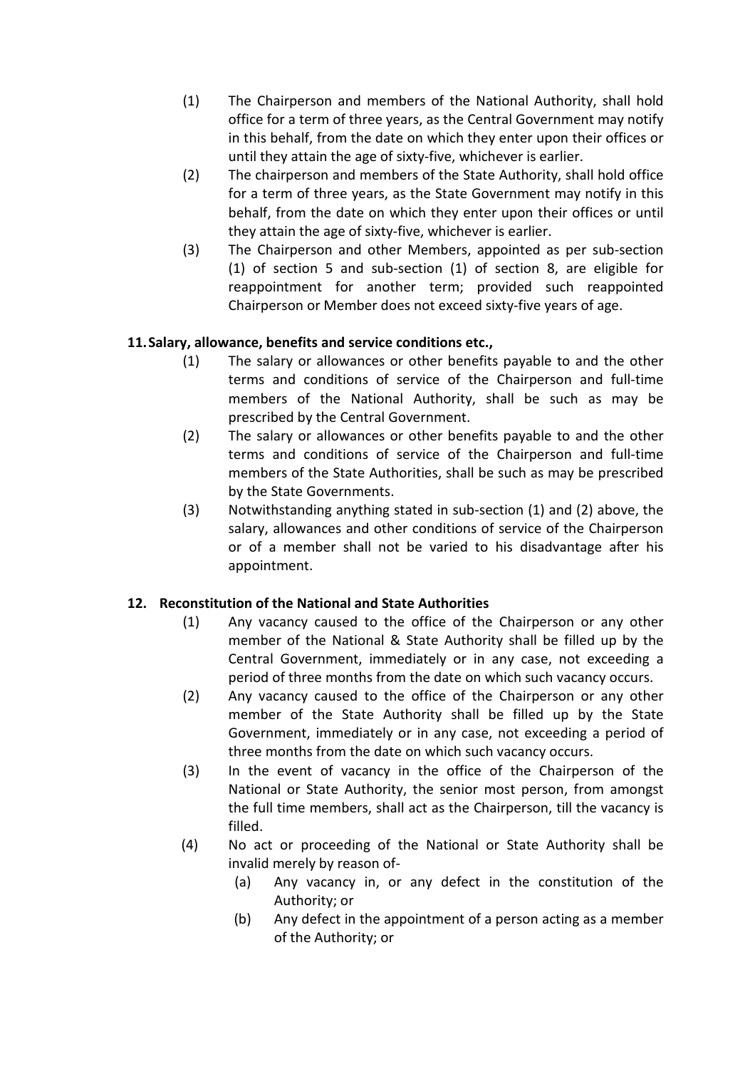(1) The Chairperson and members of the National Authority, shall hold office for a term of three years, as the Central Government may notify in this behalf, from the date on which they enter upon their offices or until they attain the age of sixty-five, whichever is earlier.

(2) The chairperson and members of the State Authority, shall hold office for a term of three years, as the State Government may notify in this behalf, from the date on which they enter upon their offices or until they attain the age of sixty-five, whichever is earlier.

(3) The Chairperson and other Members, appointed as per sub-section (1) of section 5 and sub-section (1) of section 8, are eligible for reappointment for another term; provided such reappointed Chairperson or Member does not exceed sixty-five years of age.

**11. Salary, allowance, benefits and service conditions etc.,**

(1) The salary or allowances or other benefits payable to and the other terms and conditions of service of the Chairperson and full-time members of the National Authority, shall be such as may be prescribed by the Central Government.

(2) The salary or allowances or other benefits payable to and the other terms and conditions of service of the Chairperson and full-time members of the State Authorities, shall be such as may be prescribed by the State Governments.

(3) Notwithstanding anything stated in sub-section (1) and (2) above, the salary, allowances and other conditions of service of the Chairperson or of a member shall not be varied to his disadvantage after his appointment.

**12. Reconstitution of the National and State Authorities**

(1) Any vacancy caused to the office of the Chairperson or any other member of the National & State Authority shall be filled up by the Central Government, immediately or in any case, not exceeding a period of three months from the date on which such vacancy occurs.

(2) Any vacancy caused to the office of the Chairperson or any other member of the State Authority shall be filled up by the State Government, immediately or in any case, not exceeding a period of three months from the date on which such vacancy occurs.

(3) In the event of vacancy in the office of the Chairperson of the National or State Authority, the senior most person, from amongst the full time members, shall act as the Chairperson, till the vacancy is filled.

(4) No act or proceeding of the National or State Authority shall be invalid merely by reason of-

(a) Any vacancy in, or any defect in the constitution of the Authority; or

(b) Any defect in the appointment of a person acting as a member of the Authority; or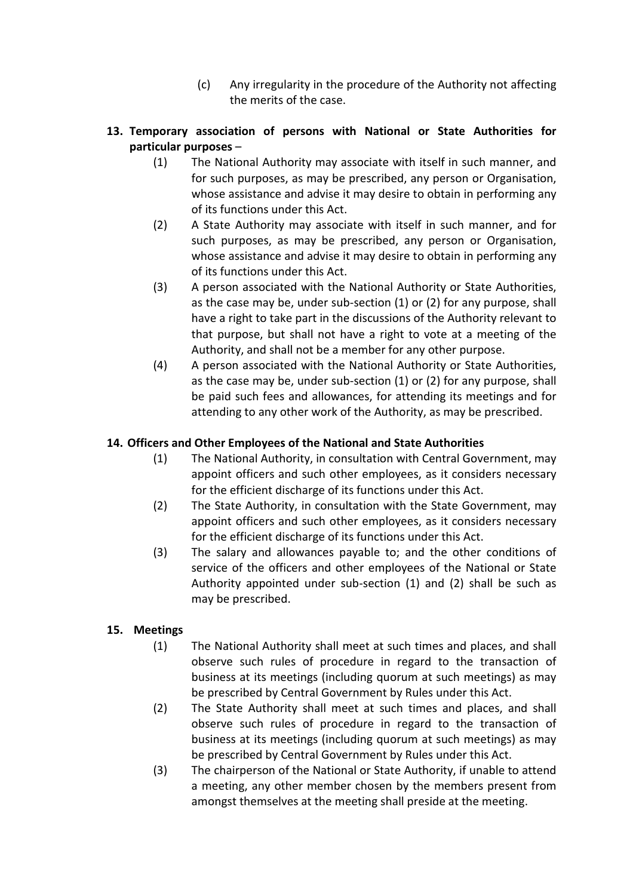(c) Any irregularity in the procedure of the Authority not affecting the merits of the case.

**13. Temporary association of persons with National or State Authorities for particular purposes** –

(1) The National Authority may associate with itself in such manner, and for such purposes, as may be prescribed, any person or Organisation, whose assistance and advise it may desire to obtain in performing any of its functions under this Act.

(2) A State Authority may associate with itself in such manner, and for such purposes, as may be prescribed, any person or Organisation, whose assistance and advise it may desire to obtain in performing any of its functions under this Act.

(3) A person associated with the National Authority or State Authorities, as the case may be, under sub-section (1) or (2) for any purpose, shall have a right to take part in the discussions of the Authority relevant to that purpose, but shall not have a right to vote at a meeting of the Authority, and shall not be a member for any other purpose.

(4) A person associated with the National Authority or State Authorities, as the case may be, under sub-section (1) or (2) for any purpose, shall be paid such fees and allowances, for attending its meetings and for attending to any other work of the Authority, as may be prescribed.

**14. Officers and Other Employees of the National and State Authorities**

(1) The National Authority, in consultation with Central Government, may appoint officers and such other employees, as it considers necessary for the efficient discharge of its functions under this Act.

(2) The State Authority, in consultation with the State Government, may appoint officers and such other employees, as it considers necessary for the efficient discharge of its functions under this Act.

(3) The salary and allowances payable to; and the other conditions of service of the officers and other employees of the National or State Authority appointed under sub-section (1) and (2) shall be such as may be prescribed.

**15. Meetings**

(1) The National Authority shall meet at such times and places, and shall observe such rules of procedure in regard to the transaction of business at its meetings (including quorum at such meetings) as may be prescribed by Central Government by Rules under this Act.

(2) The State Authority shall meet at such times and places, and shall observe such rules of procedure in regard to the transaction of business at its meetings (including quorum at such meetings) as may be prescribed by Central Government by Rules under this Act.

(3) The chairperson of the National or State Authority, if unable to attend a meeting, any other member chosen by the members present from amongst themselves at the meeting shall preside at the meeting.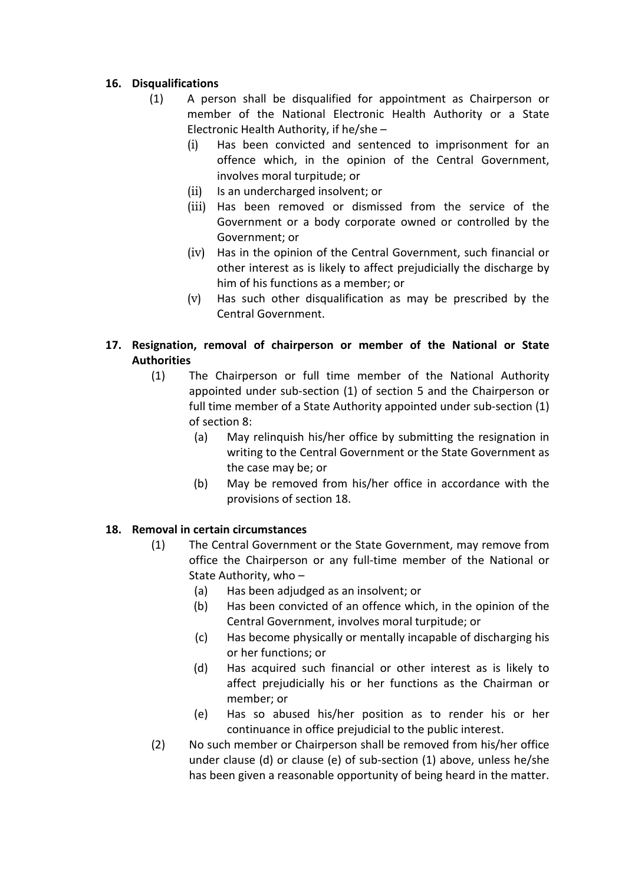**16. Disqualifications**

(1) A person shall be disqualified for appointment as Chairperson or member of the National Electronic Health Authority or a State Electronic Health Authority, if he/she –

(i) Has been convicted and sentenced to imprisonment for an offence which, in the opinion of the Central Government, involves moral turpitude; or

(ii) Is an undercharged insolvent; or

(iii) Has been removed or dismissed from the service of the Government or a body corporate owned or controlled by the Government; or

(iv) Has in the opinion of the Central Government, such financial or other interest as is likely to affect prejudicially the discharge by him of his functions as a member; or

(v) Has such other disqualification as may be prescribed by the Central Government.

**17. Resignation, removal of chairperson or member of the National or State Authorities**

(1) The Chairperson or full time member of the National Authority appointed under sub-section (1) of section 5 and the Chairperson or full time member of a State Authority appointed under sub-section (1) of section 8:

(a) May relinquish his/her office by submitting the resignation in writing to the Central Government or the State Government as the case may be; or

(b) May be removed from his/her office in accordance with the provisions of section 18.

**18. Removal in certain circumstances**

(1) The Central Government or the State Government, may remove from office the Chairperson or any full-time member of the National or State Authority, who –

(a) Has been adjudged as an insolvent; or

(b) Has been convicted of an offence which, in the opinion of the Central Government, involves moral turpitude; or

(c) Has become physically or mentally incapable of discharging his or her functions; or

(d) Has acquired such financial or other interest as is likely to affect prejudicially his or her functions as the Chairman or member; or

(e) Has so abused his/her position as to render his or her continuance in office prejudicial to the public interest.

(2) No such member or Chairperson shall be removed from his/her office under clause (d) or clause (e) of sub-section (1) above, unless he/she has been given a reasonable opportunity of being heard in the matter.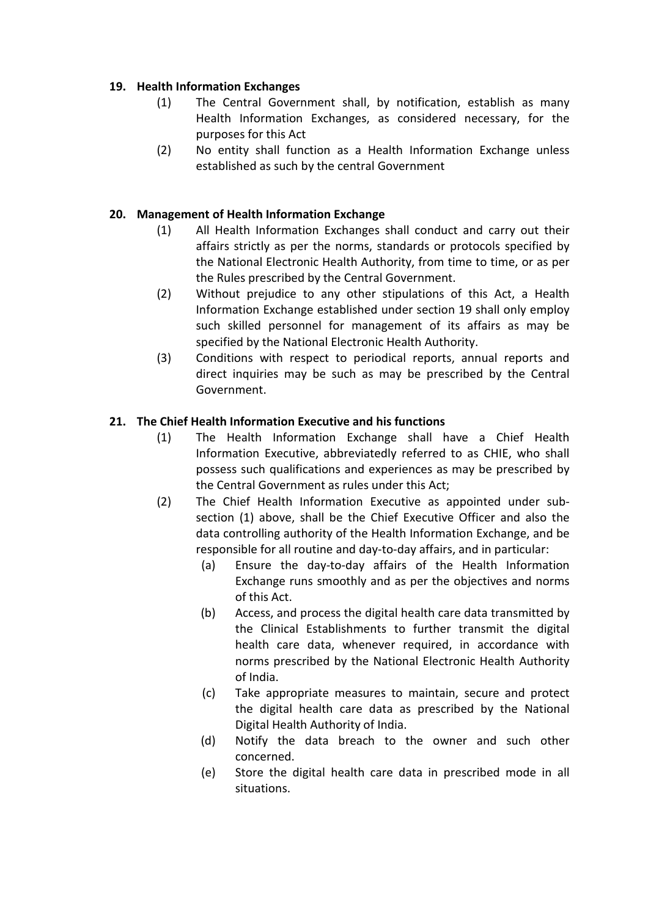## 19. Health Information Exchanges

(1) The Central Government shall, by notification, establish as many Health Information Exchanges, as considered necessary, for the purposes for this Act

(2) No entity shall function as a Health Information Exchange unless established as such by the central Government

## 20. Management of Health Information Exchange

(1) All Health Information Exchanges shall conduct and carry out their affairs strictly as per the norms, standards or protocols specified by the National Electronic Health Authority, from time to time, or as per the Rules prescribed by the Central Government.

(2) Without prejudice to any other stipulations of this Act, a Health Information Exchange established under section 19 shall only employ such skilled personnel for management of its affairs as may be specified by the National Electronic Health Authority.

(3) Conditions with respect to periodical reports, annual reports and direct inquiries may be such as may be prescribed by the Central Government.

## 21. The Chief Health Information Executive and his functions

(1) The Health Information Exchange shall have a Chief Health Information Executive, abbreviatedly referred to as CHIE, who shall possess such qualifications and experiences as may be prescribed by the Central Government as rules under this Act;

(2) The Chief Health Information Executive as appointed under sub-section (1) above, shall be the Chief Executive Officer and also the data controlling authority of the Health Information Exchange, and be responsible for all routine and day-to-day affairs, and in particular:

  (a) Ensure the day-to-day affairs of the Health Information Exchange runs smoothly and as per the objectives and norms of this Act.

  (b) Access, and process the digital health care data transmitted by the Clinical Establishments to further transmit the digital health care data, whenever required, in accordance with norms prescribed by the National Electronic Health Authority of India.

  (c) Take appropriate measures to maintain, secure and protect the digital health care data as prescribed by the National Digital Health Authority of India.

  (d) Notify the data breach to the owner and such other concerned.

  (e) Store the digital health care data in prescribed mode in all situations.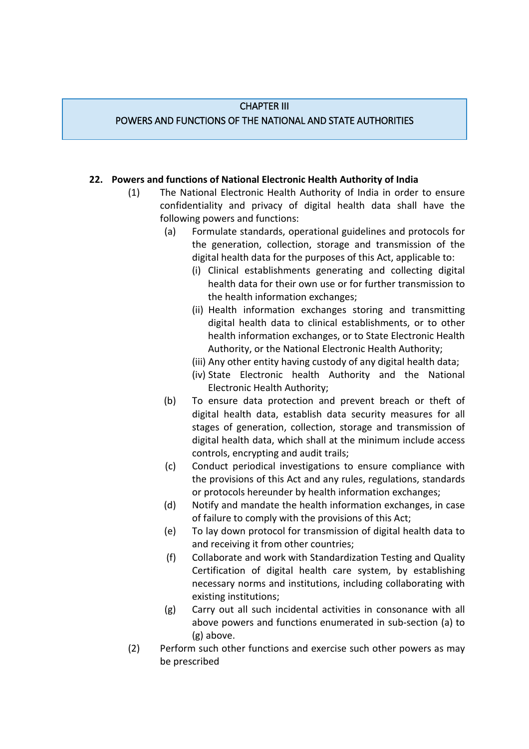## CHAPTER III
## POWERS AND FUNCTIONS OF THE NATIONAL AND STATE AUTHORITIES

**22. Powers and functions of National Electronic Health Authority of India**

(1) The National Electronic Health Authority of India in order to ensure confidentiality and privacy of digital health data shall have the following powers and functions:

   (a) Formulate standards, operational guidelines and protocols for the generation, collection, storage and transmission of the digital health data for the purposes of this Act, applicable to:
      (i) Clinical establishments generating and collecting digital health data for their own use or for further transmission to the health information exchanges;
      (ii) Health information exchanges storing and transmitting digital health data to clinical establishments, or to other health information exchanges, or to State Electronic Health Authority, or the National Electronic Health Authority;
      (iii) Any other entity having custody of any digital health data;
      (iv) State Electronic health Authority and the National Electronic Health Authority;

   (b) To ensure data protection and prevent breach or theft of digital health data, establish data security measures for all stages of generation, collection, storage and transmission of digital health data, which shall at the minimum include access controls, encrypting and audit trails;

   (c) Conduct periodical investigations to ensure compliance with the provisions of this Act and any rules, regulations, standards or protocols hereunder by health information exchanges;

   (d) Notify and mandate the health information exchanges, in case of failure to comply with the provisions of this Act;

   (e) To lay down protocol for transmission of digital health data to and receiving it from other countries;

   (f) Collaborate and work with Standardization Testing and Quality Certification of digital health care system, by establishing necessary norms and institutions, including collaborating with existing institutions;

   (g) Carry out all such incidental activities in consonance with all above powers and functions enumerated in sub-section (a) to (g) above.

(2) Perform such other functions and exercise such other powers as may be prescribed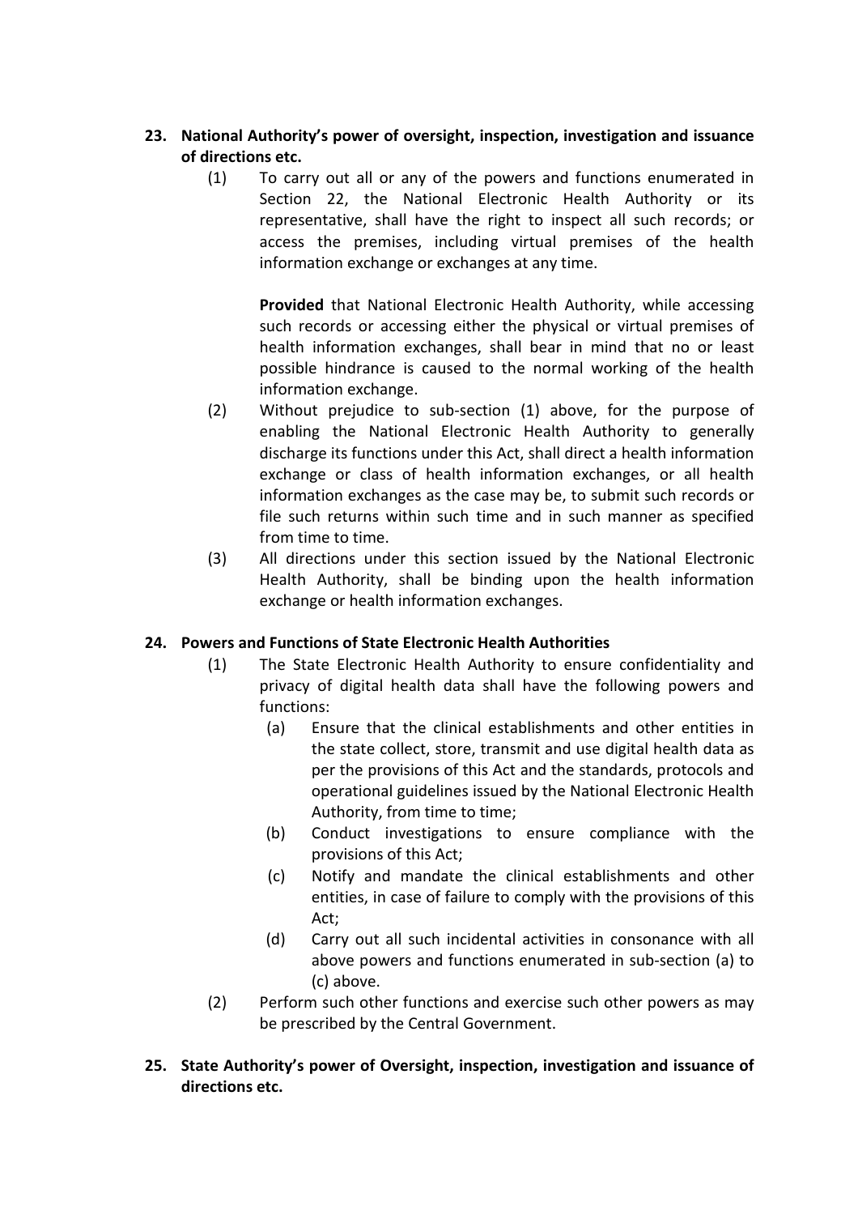**23. National Authority's power of oversight, inspection, investigation and issuance of directions etc.**

(1) To carry out all or any of the powers and functions enumerated in Section 22, the National Electronic Health Authority or its representative, shall have the right to inspect all such records; or access the premises, including virtual premises of the health information exchange or exchanges at any time.

**Provided** that National Electronic Health Authority, while accessing such records or accessing either the physical or virtual premises of health information exchanges, shall bear in mind that no or least possible hindrance is caused to the normal working of the health information exchange.

(2) Without prejudice to sub-section (1) above, for the purpose of enabling the National Electronic Health Authority to generally discharge its functions under this Act, shall direct a health information exchange or class of health information exchanges, or all health information exchanges as the case may be, to submit such records or file such returns within such time and in such manner as specified from time to time.

(3) All directions under this section issued by the National Electronic Health Authority, shall be binding upon the health information exchange or health information exchanges.

**24. Powers and Functions of State Electronic Health Authorities**

(1) The State Electronic Health Authority to ensure confidentiality and privacy of digital health data shall have the following powers and functions:

(a) Ensure that the clinical establishments and other entities in the state collect, store, transmit and use digital health data as per the provisions of this Act and the standards, protocols and operational guidelines issued by the National Electronic Health Authority, from time to time;

(b) Conduct investigations to ensure compliance with the provisions of this Act;

(c) Notify and mandate the clinical establishments and other entities, in case of failure to comply with the provisions of this Act;

(d) Carry out all such incidental activities in consonance with all above powers and functions enumerated in sub-section (a) to (c) above.

(2) Perform such other functions and exercise such other powers as may be prescribed by the Central Government.

**25. State Authority's power of Oversight, inspection, investigation and issuance of directions etc.**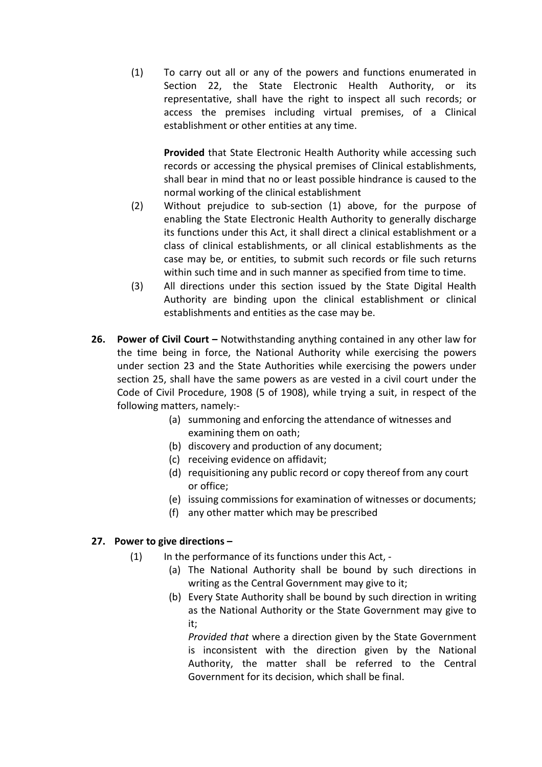(1) To carry out all or any of the powers and functions enumerated in Section 22, the State Electronic Health Authority, or its representative, shall have the right to inspect all such records; or access the premises including virtual premises, of a Clinical establishment or other entities at any time.

**Provided** that State Electronic Health Authority while accessing such records or accessing the physical premises of Clinical establishments, shall bear in mind that no or least possible hindrance is caused to the normal working of the clinical establishment

(2) Without prejudice to sub-section (1) above, for the purpose of enabling the State Electronic Health Authority to generally discharge its functions under this Act, it shall direct a clinical establishment or a class of clinical establishments, or all clinical establishments as the case may be, or entities, to submit such records or file such returns within such time and in such manner as specified from time to time.

(3) All directions under this section issued by the State Digital Health Authority are binding upon the clinical establishment or clinical establishments and entities as the case may be.

**26. Power of Civil Court –** Notwithstanding anything contained in any other law for the time being in force, the National Authority while exercising the powers under section 23 and the State Authorities while exercising the powers under section 25, shall have the same powers as are vested in a civil court under the Code of Civil Procedure, 1908 (5 of 1908), while trying a suit, in respect of the following matters, namely:-

(a) summoning and enforcing the attendance of witnesses and examining them on oath;
(b) discovery and production of any document;
(c) receiving evidence on affidavit;
(d) requisitioning any public record or copy thereof from any court or office;
(e) issuing commissions for examination of witnesses or documents;
(f) any other matter which may be prescribed

**27. Power to give directions –**

(1) In the performance of its functions under this Act, -

(a) The National Authority shall be bound by such directions in writing as the Central Government may give to it;
(b) Every State Authority shall be bound by such direction in writing as the National Authority or the State Government may give to it;

*Provided that* where a direction given by the State Government is inconsistent with the direction given by the National Authority, the matter shall be referred to the Central Government for its decision, which shall be final.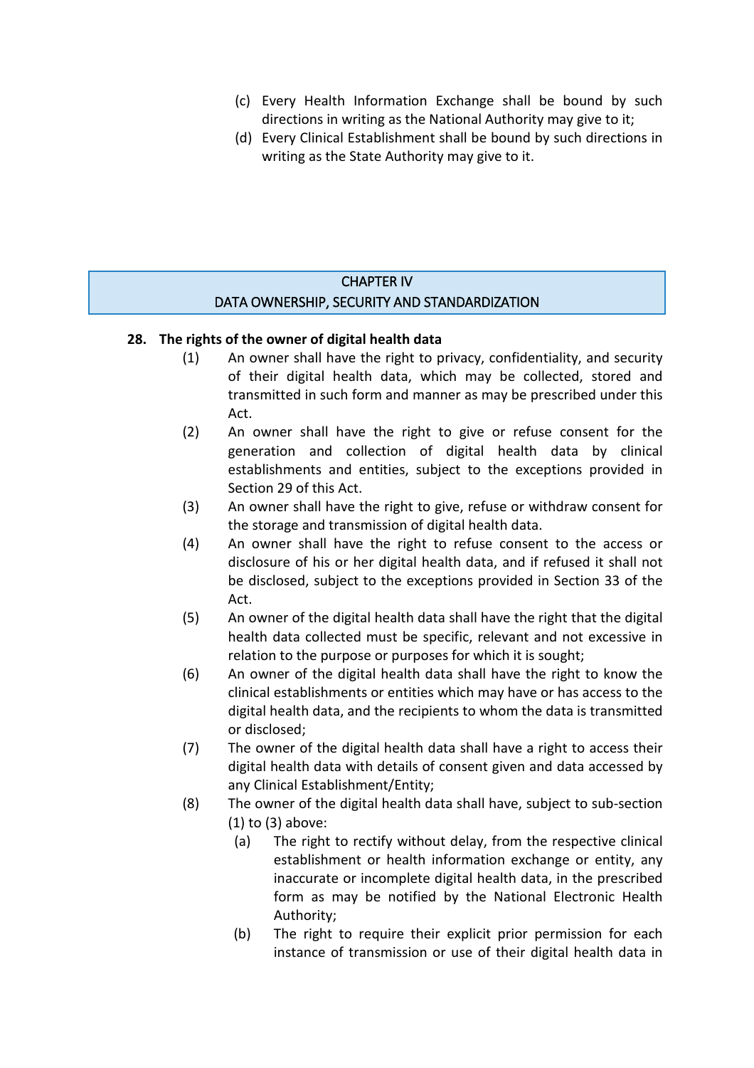(c) Every Health Information Exchange shall be bound by such directions in writing as the National Authority may give to it;

(d) Every Clinical Establishment shall be bound by such directions in writing as the State Authority may give to it.

## CHAPTER IV
## DATA OWNERSHIP, SECURITY AND STANDARDIZATION

**28. The rights of the owner of digital health data**

(1) An owner shall have the right to privacy, confidentiality, and security of their digital health data, which may be collected, stored and transmitted in such form and manner as may be prescribed under this Act.

(2) An owner shall have the right to give or refuse consent for the generation and collection of digital health data by clinical establishments and entities, subject to the exceptions provided in Section 29 of this Act.

(3) An owner shall have the right to give, refuse or withdraw consent for the storage and transmission of digital health data.

(4) An owner shall have the right to refuse consent to the access or disclosure of his or her digital health data, and if refused it shall not be disclosed, subject to the exceptions provided in Section 33 of the Act.

(5) An owner of the digital health data shall have the right that the digital health data collected must be specific, relevant and not excessive in relation to the purpose or purposes for which it is sought;

(6) An owner of the digital health data shall have the right to know the clinical establishments or entities which may have or has access to the digital health data, and the recipients to whom the data is transmitted or disclosed;

(7) The owner of the digital health data shall have a right to access their digital health data with details of consent given and data accessed by any Clinical Establishment/Entity;

(8) The owner of the digital health data shall have, subject to sub-section (1) to (3) above:

(a) The right to rectify without delay, from the respective clinical establishment or health information exchange or entity, any inaccurate or incomplete digital health data, in the prescribed form as may be notified by the National Electronic Health Authority;

(b) The right to require their explicit prior permission for each instance of transmission or use of their digital health data in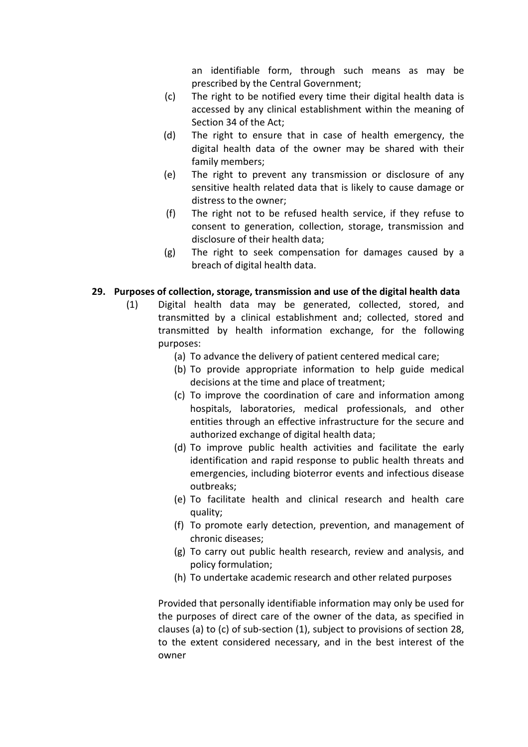an identifiable form, through such means as may be prescribed by the Central Government;

(c) The right to be notified every time their digital health data is accessed by any clinical establishment within the meaning of Section 34 of the Act;

(d) The right to ensure that in case of health emergency, the digital health data of the owner may be shared with their family members;

(e) The right to prevent any transmission or disclosure of any sensitive health related data that is likely to cause damage or distress to the owner;

(f) The right not to be refused health service, if they refuse to consent to generation, collection, storage, transmission and disclosure of their health data;

(g) The right to seek compensation for damages caused by a breach of digital health data.

**29. Purposes of collection, storage, transmission and use of the digital health data**

(1) Digital health data may be generated, collected, stored, and transmitted by a clinical establishment and; collected, stored and transmitted by health information exchange, for the following purposes:

(a) To advance the delivery of patient centered medical care;

(b) To provide appropriate information to help guide medical decisions at the time and place of treatment;

(c) To improve the coordination of care and information among hospitals, laboratories, medical professionals, and other entities through an effective infrastructure for the secure and authorized exchange of digital health data;

(d) To improve public health activities and facilitate the early identification and rapid response to public health threats and emergencies, including bioterror events and infectious disease outbreaks;

(e) To facilitate health and clinical research and health care quality;

(f) To promote early detection, prevention, and management of chronic diseases;

(g) To carry out public health research, review and analysis, and policy formulation;

(h) To undertake academic research and other related purposes

Provided that personally identifiable information may only be used for the purposes of direct care of the owner of the data, as specified in clauses (a) to (c) of sub-section (1), subject to provisions of section 28, to the extent considered necessary, and in the best interest of the owner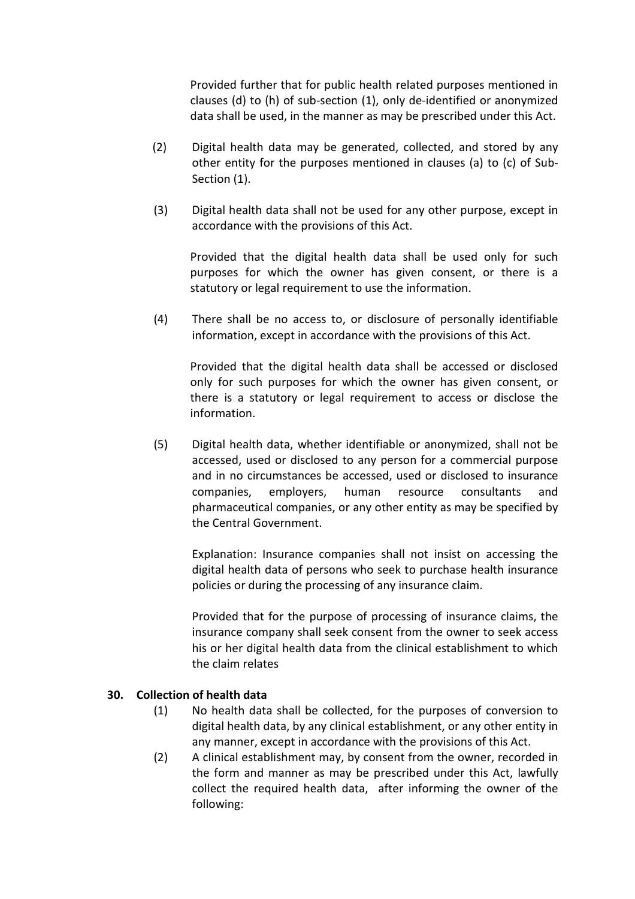Provided further that for public health related purposes mentioned in clauses (d) to (h) of sub-section (1), only de-identified or anonymized data shall be used, in the manner as may be prescribed under this Act.

(2) Digital health data may be generated, collected, and stored by any other entity for the purposes mentioned in clauses (a) to (c) of Sub-Section (1).

(3) Digital health data shall not be used for any other purpose, except in accordance with the provisions of this Act.

Provided that the digital health data shall be used only for such purposes for which the owner has given consent, or there is a statutory or legal requirement to use the information.

(4) There shall be no access to, or disclosure of personally identifiable information, except in accordance with the provisions of this Act.

Provided that the digital health data shall be accessed or disclosed only for such purposes for which the owner has given consent, or there is a statutory or legal requirement to access or disclose the information.

(5) Digital health data, whether identifiable or anonymized, shall not be accessed, used or disclosed to any person for a commercial purpose and in no circumstances be accessed, used or disclosed to insurance companies, employers, human resource consultants and pharmaceutical companies, or any other entity as may be specified by the Central Government.

Explanation: Insurance companies shall not insist on accessing the digital health data of persons who seek to purchase health insurance policies or during the processing of any insurance claim.

Provided that for the purpose of processing of insurance claims, the insurance company shall seek consent from the owner to seek access his or her digital health data from the clinical establishment to which the claim relates

**30. Collection of health data**

(1) No health data shall be collected, for the purposes of conversion to digital health data, by any clinical establishment, or any other entity in any manner, except in accordance with the provisions of this Act.

(2) A clinical establishment may, by consent from the owner, recorded in the form and manner as may be prescribed under this Act, lawfully collect the required health data, after informing the owner of the following: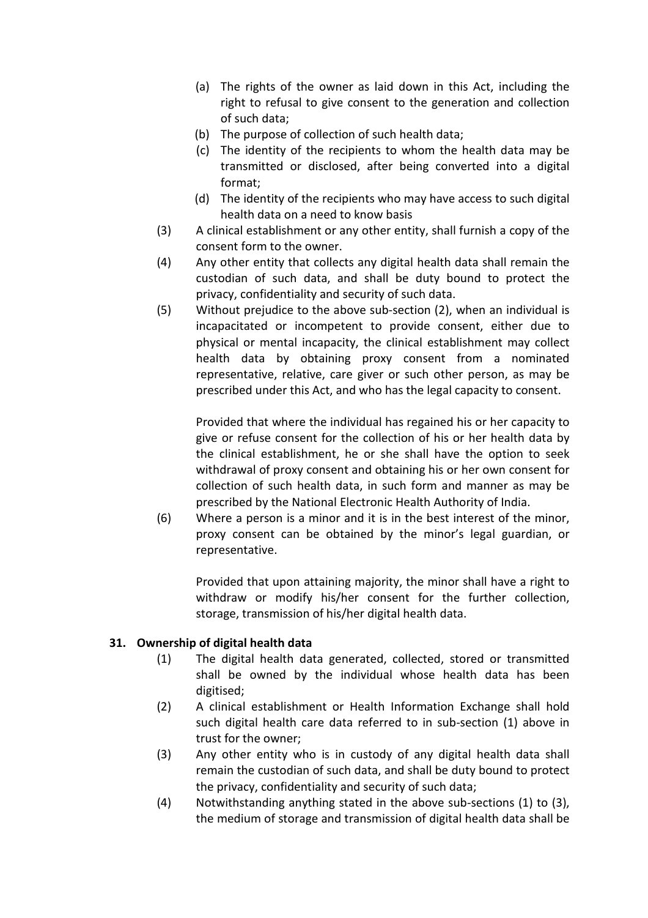(a) The rights of the owner as laid down in this Act, including the right to refusal to give consent to the generation and collection of such data;

(b) The purpose of collection of such health data;

(c) The identity of the recipients to whom the health data may be transmitted or disclosed, after being converted into a digital format;

(d) The identity of the recipients who may have access to such digital health data on a need to know basis

(3) A clinical establishment or any other entity, shall furnish a copy of the consent form to the owner.

(4) Any other entity that collects any digital health data shall remain the custodian of such data, and shall be duty bound to protect the privacy, confidentiality and security of such data.

(5) Without prejudice to the above sub-section (2), when an individual is incapacitated or incompetent to provide consent, either due to physical or mental incapacity, the clinical establishment may collect health data by obtaining proxy consent from a nominated representative, relative, care giver or such other person, as may be prescribed under this Act, and who has the legal capacity to consent.

Provided that where the individual has regained his or her capacity to give or refuse consent for the collection of his or her health data by the clinical establishment, he or she shall have the option to seek withdrawal of proxy consent and obtaining his or her own consent for collection of such health data, in such form and manner as may be prescribed by the National Electronic Health Authority of India.

(6) Where a person is a minor and it is in the best interest of the minor, proxy consent can be obtained by the minor's legal guardian, or representative.

Provided that upon attaining majority, the minor shall have a right to withdraw or modify his/her consent for the further collection, storage, transmission of his/her digital health data.

### 31. Ownership of digital health data

(1) The digital health data generated, collected, stored or transmitted shall be owned by the individual whose health data has been digitised;

(2) A clinical establishment or Health Information Exchange shall hold such digital health care data referred to in sub-section (1) above in trust for the owner;

(3) Any other entity who is in custody of any digital health data shall remain the custodian of such data, and shall be duty bound to protect the privacy, confidentiality and security of such data;

(4) Notwithstanding anything stated in the above sub-sections (1) to (3), the medium of storage and transmission of digital health data shall be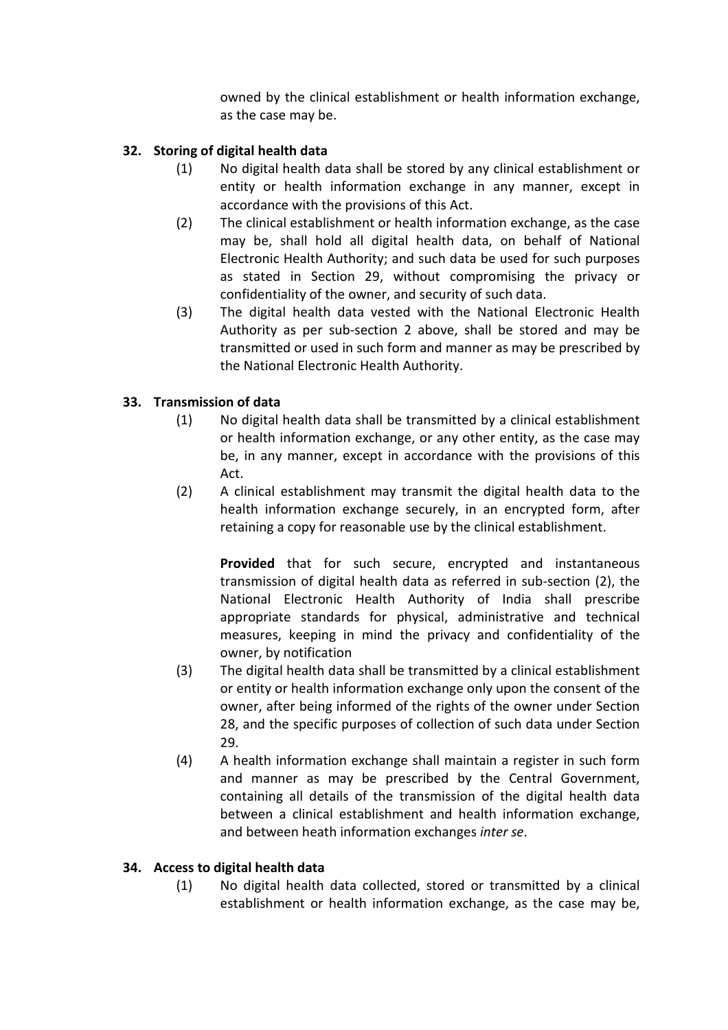owned by the clinical establishment or health information exchange, as the case may be.

**32. Storing of digital health data**

(1) No digital health data shall be stored by any clinical establishment or entity or health information exchange in any manner, except in accordance with the provisions of this Act.

(2) The clinical establishment or health information exchange, as the case may be, shall hold all digital health data, on behalf of National Electronic Health Authority; and such data be used for such purposes as stated in Section 29, without compromising the privacy or confidentiality of the owner, and security of such data.

(3) The digital health data vested with the National Electronic Health Authority as per sub-section 2 above, shall be stored and may be transmitted or used in such form and manner as may be prescribed by the National Electronic Health Authority.

**33. Transmission of data**

(1) No digital health data shall be transmitted by a clinical establishment or health information exchange, or any other entity, as the case may be, in any manner, except in accordance with the provisions of this Act.

(2) A clinical establishment may transmit the digital health data to the health information exchange securely, in an encrypted form, after retaining a copy for reasonable use by the clinical establishment.

**Provided** that for such secure, encrypted and instantaneous transmission of digital health data as referred in sub-section (2), the National Electronic Health Authority of India shall prescribe appropriate standards for physical, administrative and technical measures, keeping in mind the privacy and confidentiality of the owner, by notification

(3) The digital health data shall be transmitted by a clinical establishment or entity or health information exchange only upon the consent of the owner, after being informed of the rights of the owner under Section 28, and the specific purposes of collection of such data under Section 29.

(4) A health information exchange shall maintain a register in such form and manner as may be prescribed by the Central Government, containing all details of the transmission of the digital health data between a clinical establishment and health information exchange, and between heath information exchanges *inter se*.

**34. Access to digital health data**

(1) No digital health data collected, stored or transmitted by a clinical establishment or health information exchange, as the case may be,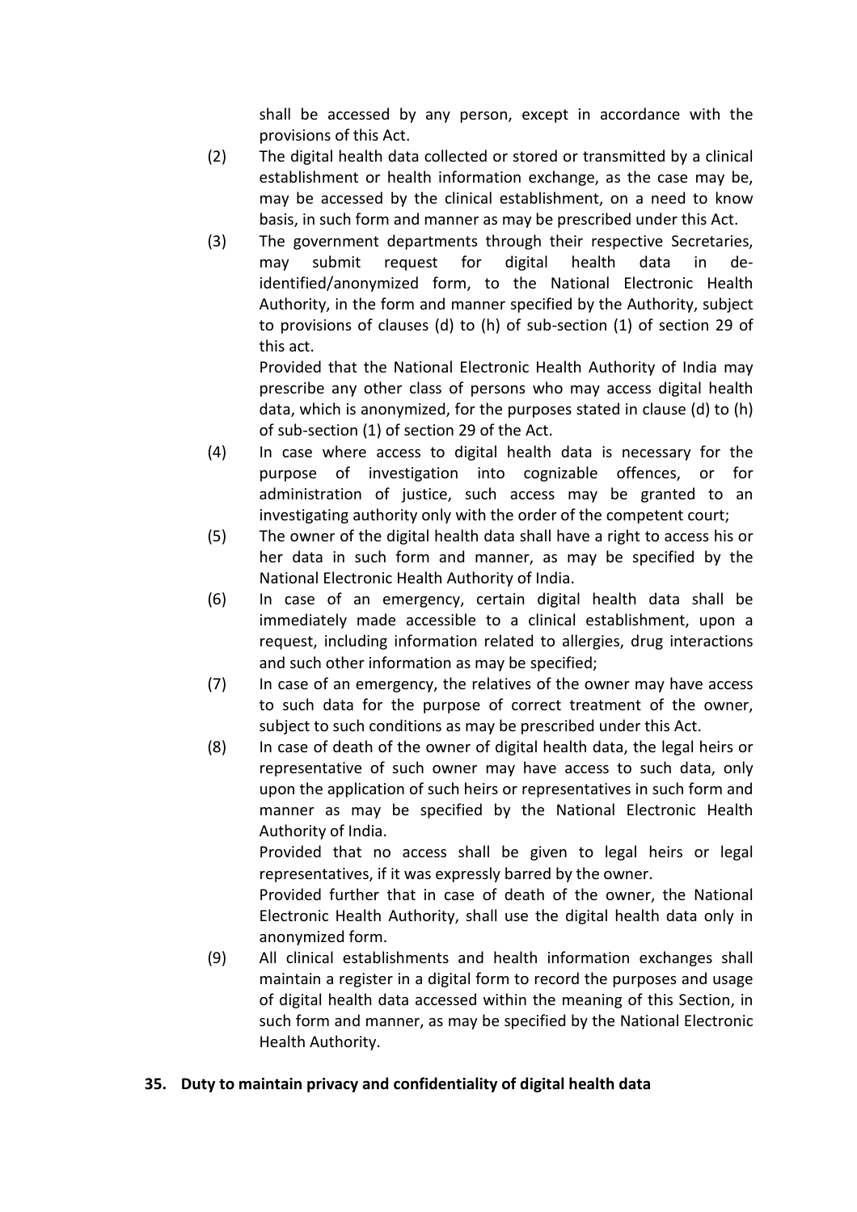shall be accessed by any person, except in accordance with the provisions of this Act.

(2) The digital health data collected or stored or transmitted by a clinical establishment or health information exchange, as the case may be, may be accessed by the clinical establishment, on a need to know basis, in such form and manner as may be prescribed under this Act.

(3) The government departments through their respective Secretaries, may submit request for digital health data in de-identified/anonymized form, to the National Electronic Health Authority, in the form and manner specified by the Authority, subject to provisions of clauses (d) to (h) of sub-section (1) of section 29 of this act.

Provided that the National Electronic Health Authority of India may prescribe any other class of persons who may access digital health data, which is anonymized, for the purposes stated in clause (d) to (h) of sub-section (1) of section 29 of the Act.

(4) In case where access to digital health data is necessary for the purpose of investigation into cognizable offences, or for administration of justice, such access may be granted to an investigating authority only with the order of the competent court;

(5) The owner of the digital health data shall have a right to access his or her data in such form and manner, as may be specified by the National Electronic Health Authority of India.

(6) In case of an emergency, certain digital health data shall be immediately made accessible to a clinical establishment, upon a request, including information related to allergies, drug interactions and such other information as may be specified;

(7) In case of an emergency, the relatives of the owner may have access to such data for the purpose of correct treatment of the owner, subject to such conditions as may be prescribed under this Act.

(8) In case of death of the owner of digital health data, the legal heirs or representative of such owner may have access to such data, only upon the application of such heirs or representatives in such form and manner as may be specified by the National Electronic Health Authority of India.

Provided that no access shall be given to legal heirs or legal representatives, if it was expressly barred by the owner.

Provided further that in case of death of the owner, the National Electronic Health Authority, shall use the digital health data only in anonymized form.

(9) All clinical establishments and health information exchanges shall maintain a register in a digital form to record the purposes and usage of digital health data accessed within the meaning of this Section, in such form and manner, as may be specified by the National Electronic Health Authority.

**35. Duty to maintain privacy and confidentiality of digital health data**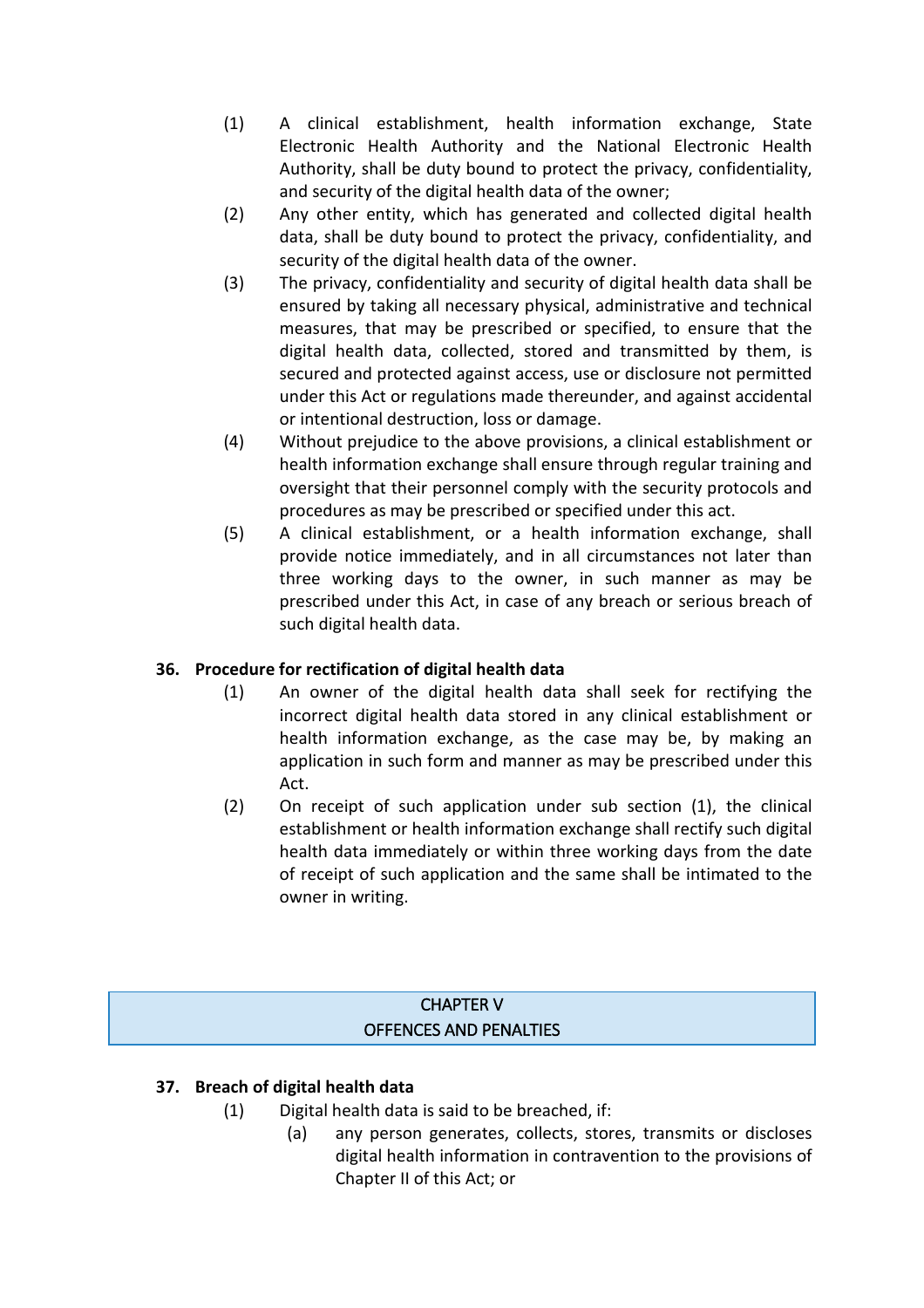(1) A clinical establishment, health information exchange, State Electronic Health Authority and the National Electronic Health Authority, shall be duty bound to protect the privacy, confidentiality, and security of the digital health data of the owner;

(2) Any other entity, which has generated and collected digital health data, shall be duty bound to protect the privacy, confidentiality, and security of the digital health data of the owner.

(3) The privacy, confidentiality and security of digital health data shall be ensured by taking all necessary physical, administrative and technical measures, that may be prescribed or specified, to ensure that the digital health data, collected, stored and transmitted by them, is secured and protected against access, use or disclosure not permitted under this Act or regulations made thereunder, and against accidental or intentional destruction, loss or damage.

(4) Without prejudice to the above provisions, a clinical establishment or health information exchange shall ensure through regular training and oversight that their personnel comply with the security protocols and procedures as may be prescribed or specified under this act.

(5) A clinical establishment, or a health information exchange, shall provide notice immediately, and in all circumstances not later than three working days to the owner, in such manner as may be prescribed under this Act, in case of any breach or serious breach of such digital health data.

**36. Procedure for rectification of digital health data**

(1) An owner of the digital health data shall seek for rectifying the incorrect digital health data stored in any clinical establishment or health information exchange, as the case may be, by making an application in such form and manner as may be prescribed under this Act.

(2) On receipt of such application under sub section (1), the clinical establishment or health information exchange shall rectify such digital health data immediately or within three working days from the date of receipt of such application and the same shall be intimated to the owner in writing.

## CHAPTER V
## OFFENCES AND PENALTIES

**37. Breach of digital health data**

(1) Digital health data is said to be breached, if:

(a) any person generates, collects, stores, transmits or discloses digital health information in contravention to the provisions of Chapter II of this Act; or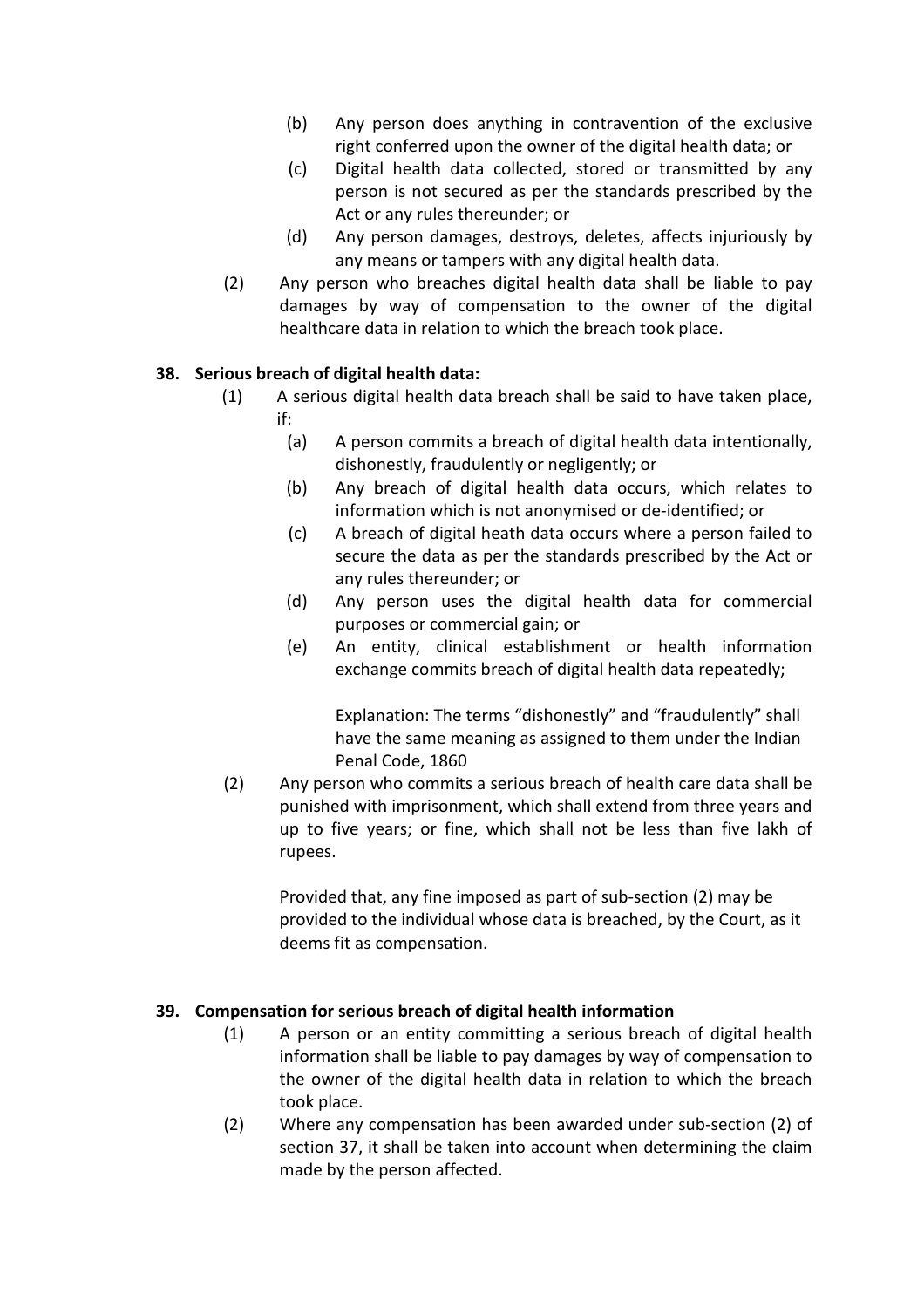(b) Any person does anything in contravention of the exclusive right conferred upon the owner of the digital health data; or

(c) Digital health data collected, stored or transmitted by any person is not secured as per the standards prescribed by the Act or any rules thereunder; or

(d) Any person damages, destroys, deletes, affects injuriously by any means or tampers with any digital health data.

(2) Any person who breaches digital health data shall be liable to pay damages by way of compensation to the owner of the digital healthcare data in relation to which the breach took place.

**38. Serious breach of digital health data:**

(1) A serious digital health data breach shall be said to have taken place, if:

(a) A person commits a breach of digital health data intentionally, dishonestly, fraudulently or negligently; or

(b) Any breach of digital health data occurs, which relates to information which is not anonymised or de-identified; or

(c) A breach of digital heath data occurs where a person failed to secure the data as per the standards prescribed by the Act or any rules thereunder; or

(d) Any person uses the digital health data for commercial purposes or commercial gain; or

(e) An entity, clinical establishment or health information exchange commits breach of digital health data repeatedly;

Explanation: The terms "dishonestly" and "fraudulently" shall have the same meaning as assigned to them under the Indian Penal Code, 1860

(2) Any person who commits a serious breach of health care data shall be punished with imprisonment, which shall extend from three years and up to five years; or fine, which shall not be less than five lakh of rupees.

Provided that, any fine imposed as part of sub-section (2) may be provided to the individual whose data is breached, by the Court, as it deems fit as compensation.

**39. Compensation for serious breach of digital health information**

(1) A person or an entity committing a serious breach of digital health information shall be liable to pay damages by way of compensation to the owner of the digital health data in relation to which the breach took place.

(2) Where any compensation has been awarded under sub-section (2) of section 37, it shall be taken into account when determining the claim made by the person affected.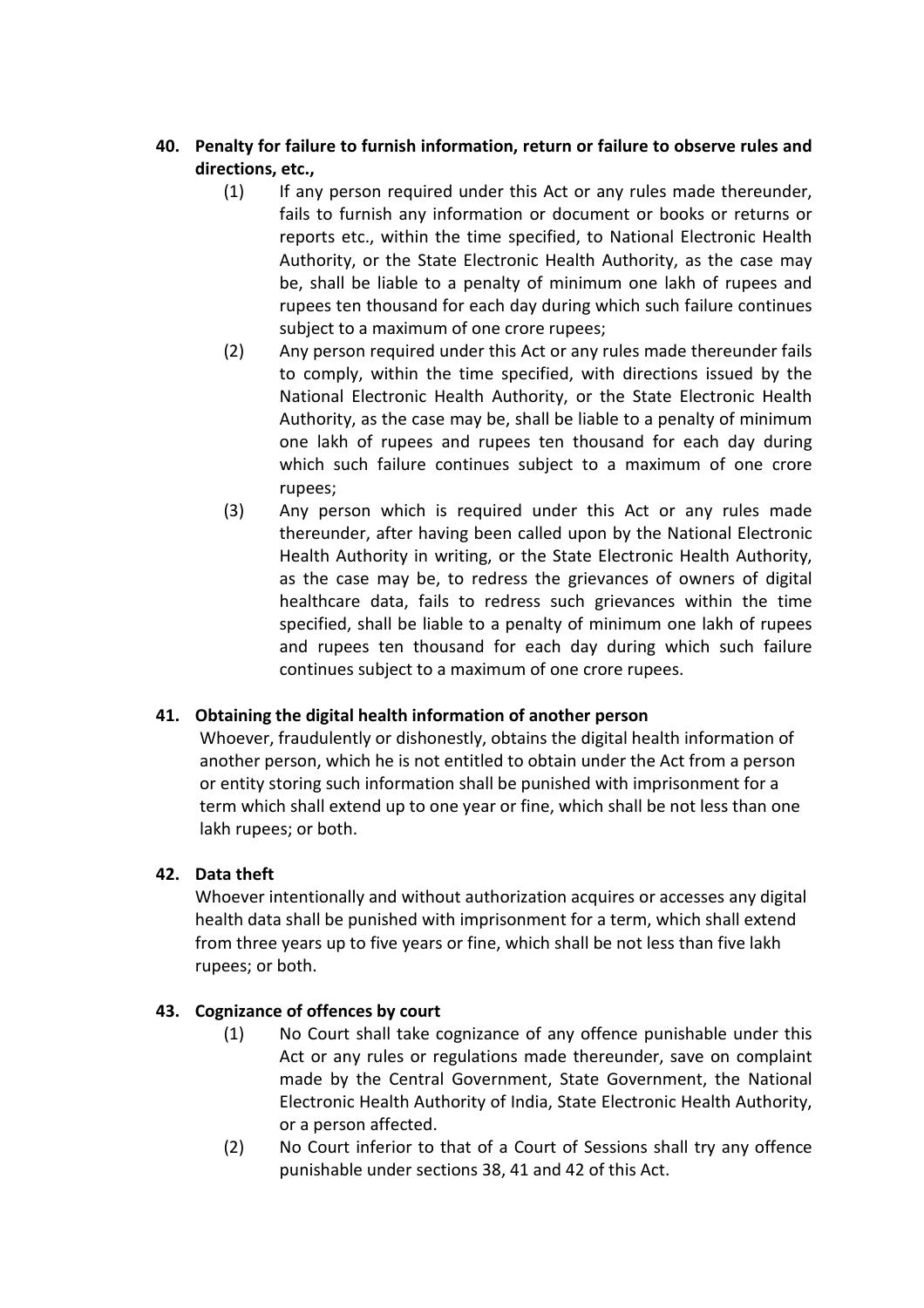**40. Penalty for failure to furnish information, return or failure to observe rules and directions, etc.,**

(1) If any person required under this Act or any rules made thereunder, fails to furnish any information or document or books or returns or reports etc., within the time specified, to National Electronic Health Authority, or the State Electronic Health Authority, as the case may be, shall be liable to a penalty of minimum one lakh of rupees and rupees ten thousand for each day during which such failure continues subject to a maximum of one crore rupees;

(2) Any person required under this Act or any rules made thereunder fails to comply, within the time specified, with directions issued by the National Electronic Health Authority, or the State Electronic Health Authority, as the case may be, shall be liable to a penalty of minimum one lakh of rupees and rupees ten thousand for each day during which such failure continues subject to a maximum of one crore rupees;

(3) Any person which is required under this Act or any rules made thereunder, after having been called upon by the National Electronic Health Authority in writing, or the State Electronic Health Authority, as the case may be, to redress the grievances of owners of digital healthcare data, fails to redress such grievances within the time specified, shall be liable to a penalty of minimum one lakh of rupees and rupees ten thousand for each day during which such failure continues subject to a maximum of one crore rupees.

**41. Obtaining the digital health information of another person**

Whoever, fraudulently or dishonestly, obtains the digital health information of another person, which he is not entitled to obtain under the Act from a person or entity storing such information shall be punished with imprisonment for a term which shall extend up to one year or fine, which shall be not less than one lakh rupees; or both.

**42. Data theft**

Whoever intentionally and without authorization acquires or accesses any digital health data shall be punished with imprisonment for a term, which shall extend from three years up to five years or fine, which shall be not less than five lakh rupees; or both.

**43. Cognizance of offences by court**

(1) No Court shall take cognizance of any offence punishable under this Act or any rules or regulations made thereunder, save on complaint made by the Central Government, State Government, the National Electronic Health Authority of India, State Electronic Health Authority, or a person affected.

(2) No Court inferior to that of a Court of Sessions shall try any offence punishable under sections 38, 41 and 42 of this Act.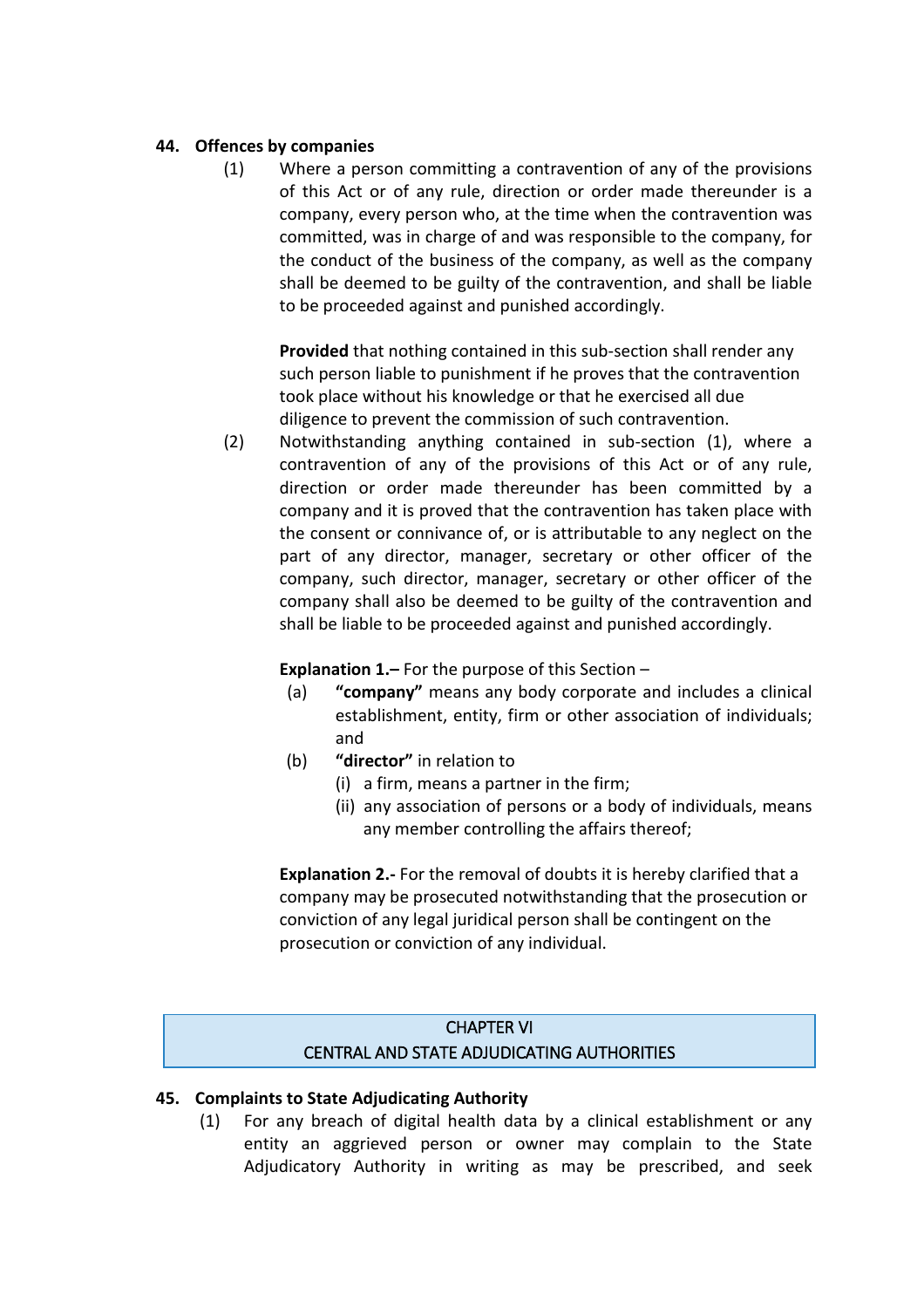### 44. Offences by companies

(1) Where a person committing a contravention of any of the provisions of this Act or of any rule, direction or order made thereunder is a company, every person who, at the time when the contravention was committed, was in charge of and was responsible to the company, for the conduct of the business of the company, as well as the company shall be deemed to be guilty of the contravention, and shall be liable to be proceeded against and punished accordingly.

**Provided** that nothing contained in this sub-section shall render any such person liable to punishment if he proves that the contravention took place without his knowledge or that he exercised all due diligence to prevent the commission of such contravention.

(2) Notwithstanding anything contained in sub-section (1), where a contravention of any of the provisions of this Act or of any rule, direction or order made thereunder has been committed by a company and it is proved that the contravention has taken place with the consent or connivance of, or is attributable to any neglect on the part of any director, manager, secretary or other officer of the company, such director, manager, secretary or other officer of the company shall also be deemed to be guilty of the contravention and shall be liable to be proceeded against and punished accordingly.

**Explanation 1.–** For the purpose of this Section –

(a) **"company"** means any body corporate and includes a clinical establishment, entity, firm or other association of individuals; and

(b) **"director"** in relation to

(i) a firm, means a partner in the firm;

(ii) any association of persons or a body of individuals, means any member controlling the affairs thereof;

**Explanation 2.-** For the removal of doubts it is hereby clarified that a company may be prosecuted notwithstanding that the prosecution or conviction of any legal juridical person shall be contingent on the prosecution or conviction of any individual.

## CHAPTER VI
## CENTRAL AND STATE ADJUDICATING AUTHORITIES

### 45. Complaints to State Adjudicating Authority

(1) For any breach of digital health data by a clinical establishment or any entity an aggrieved person or owner may complain to the State Adjudicatory Authority in writing as may be prescribed, and seek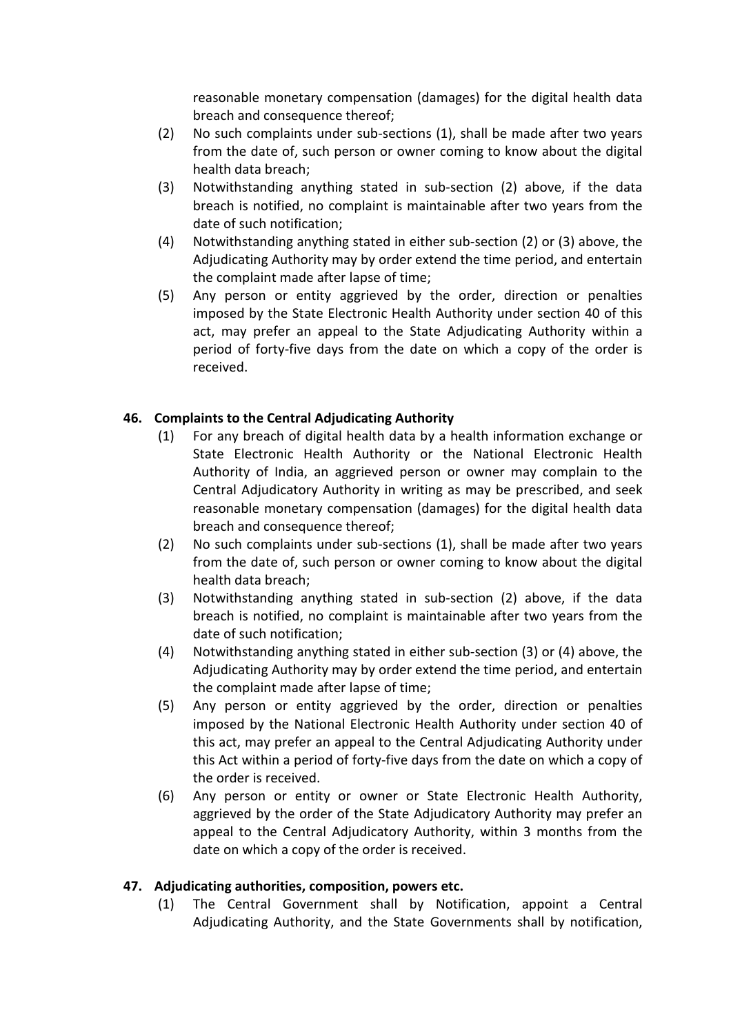reasonable monetary compensation (damages) for the digital health data breach and consequence thereof;

(2) No such complaints under sub-sections (1), shall be made after two years from the date of, such person or owner coming to know about the digital health data breach;

(3) Notwithstanding anything stated in sub-section (2) above, if the data breach is notified, no complaint is maintainable after two years from the date of such notification;

(4) Notwithstanding anything stated in either sub-section (2) or (3) above, the Adjudicating Authority may by order extend the time period, and entertain the complaint made after lapse of time;

(5) Any person or entity aggrieved by the order, direction or penalties imposed by the State Electronic Health Authority under section 40 of this act, may prefer an appeal to the State Adjudicating Authority within a period of forty-five days from the date on which a copy of the order is received.

### 46. Complaints to the Central Adjudicating Authority

(1) For any breach of digital health data by a health information exchange or State Electronic Health Authority or the National Electronic Health Authority of India, an aggrieved person or owner may complain to the Central Adjudicatory Authority in writing as may be prescribed, and seek reasonable monetary compensation (damages) for the digital health data breach and consequence thereof;

(2) No such complaints under sub-sections (1), shall be made after two years from the date of, such person or owner coming to know about the digital health data breach;

(3) Notwithstanding anything stated in sub-section (2) above, if the data breach is notified, no complaint is maintainable after two years from the date of such notification;

(4) Notwithstanding anything stated in either sub-section (3) or (4) above, the Adjudicating Authority may by order extend the time period, and entertain the complaint made after lapse of time;

(5) Any person or entity aggrieved by the order, direction or penalties imposed by the National Electronic Health Authority under section 40 of this act, may prefer an appeal to the Central Adjudicating Authority under this Act within a period of forty-five days from the date on which a copy of the order is received.

(6) Any person or entity or owner or State Electronic Health Authority, aggrieved by the order of the State Adjudicatory Authority may prefer an appeal to the Central Adjudicatory Authority, within 3 months from the date on which a copy of the order is received.

### 47. Adjudicating authorities, composition, powers etc.

(1) The Central Government shall by Notification, appoint a Central Adjudicating Authority, and the State Governments shall by notification,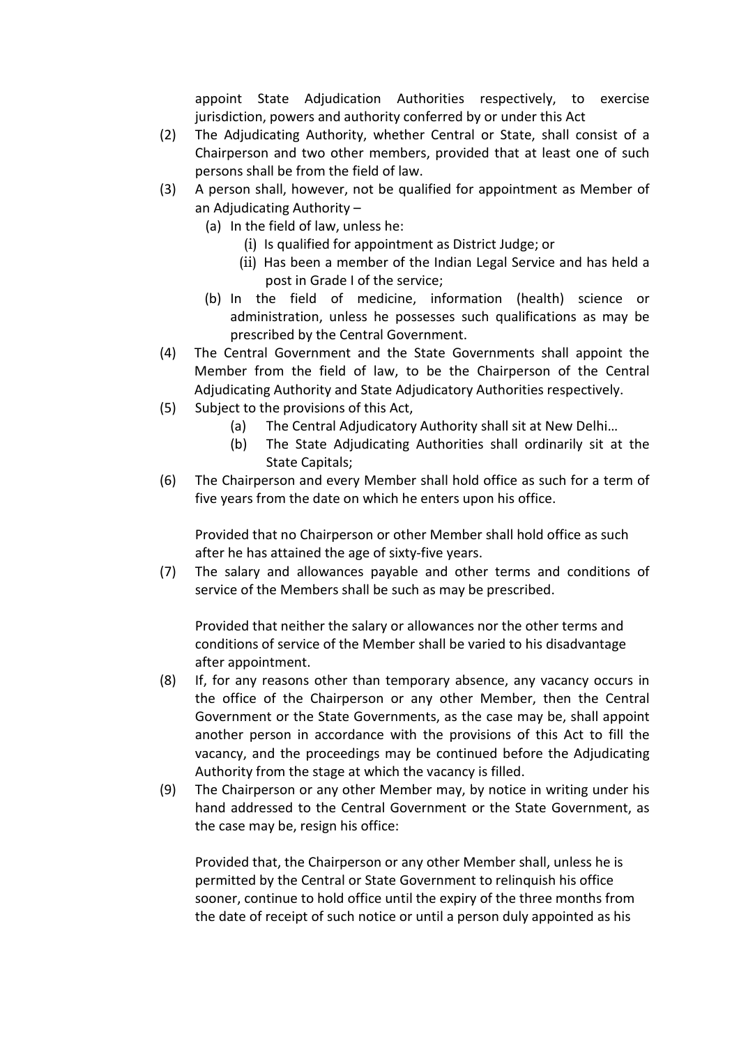appoint State Adjudication Authorities respectively, to exercise jurisdiction, powers and authority conferred by or under this Act

(2) The Adjudicating Authority, whether Central or State, shall consist of a Chairperson and two other members, provided that at least one of such persons shall be from the field of law.

(3) A person shall, however, not be qualified for appointment as Member of an Adjudicating Authority –

   (a) In the field of law, unless he:

      (i) Is qualified for appointment as District Judge; or

      (ii) Has been a member of the Indian Legal Service and has held a post in Grade I of the service;

   (b) In the field of medicine, information (health) science or administration, unless he possesses such qualifications as may be prescribed by the Central Government.

(4) The Central Government and the State Governments shall appoint the Member from the field of law, to be the Chairperson of the Central Adjudicating Authority and State Adjudicatory Authorities respectively.

(5) Subject to the provisions of this Act,

   (a) The Central Adjudicatory Authority shall sit at New Delhi…

   (b) The State Adjudicating Authorities shall ordinarily sit at the State Capitals;

(6) The Chairperson and every Member shall hold office as such for a term of five years from the date on which he enters upon his office.

   Provided that no Chairperson or other Member shall hold office as such after he has attained the age of sixty-five years.

(7) The salary and allowances payable and other terms and conditions of service of the Members shall be such as may be prescribed.

   Provided that neither the salary or allowances nor the other terms and conditions of service of the Member shall be varied to his disadvantage after appointment.

(8) If, for any reasons other than temporary absence, any vacancy occurs in the office of the Chairperson or any other Member, then the Central Government or the State Governments, as the case may be, shall appoint another person in accordance with the provisions of this Act to fill the vacancy, and the proceedings may be continued before the Adjudicating Authority from the stage at which the vacancy is filled.

(9) The Chairperson or any other Member may, by notice in writing under his hand addressed to the Central Government or the State Government, as the case may be, resign his office:

   Provided that, the Chairperson or any other Member shall, unless he is permitted by the Central or State Government to relinquish his office sooner, continue to hold office until the expiry of the three months from the date of receipt of such notice or until a person duly appointed as his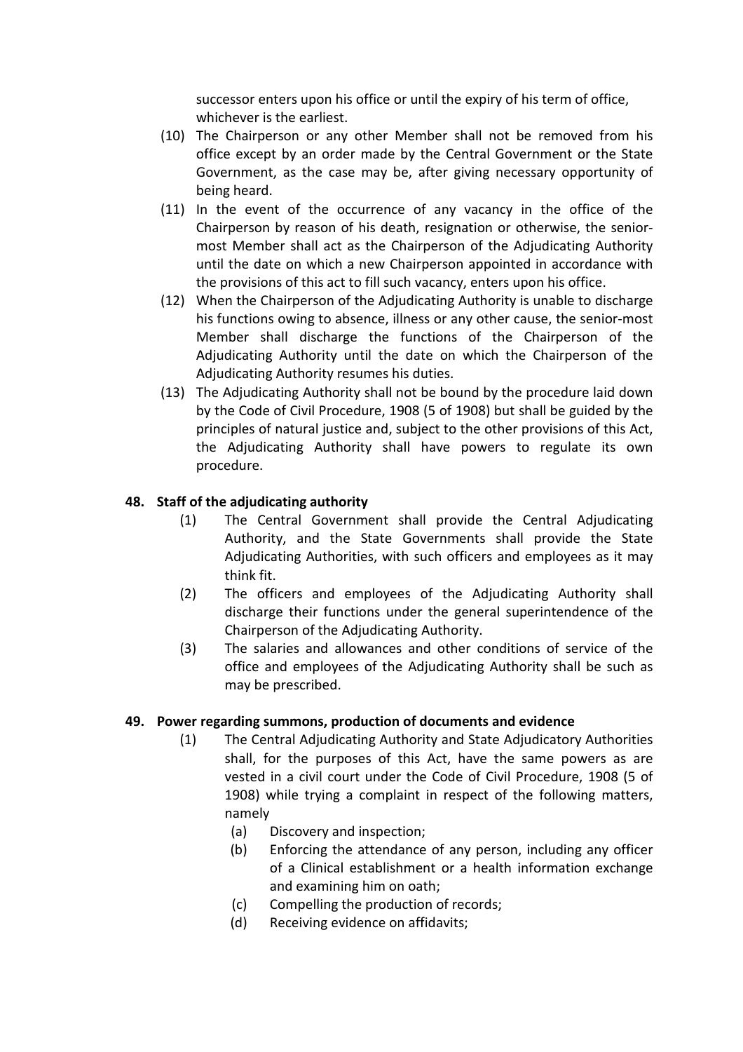successor enters upon his office or until the expiry of his term of office, whichever is the earliest.

(10) The Chairperson or any other Member shall not be removed from his office except by an order made by the Central Government or the State Government, as the case may be, after giving necessary opportunity of being heard.

(11) In the event of the occurrence of any vacancy in the office of the Chairperson by reason of his death, resignation or otherwise, the senior-most Member shall act as the Chairperson of the Adjudicating Authority until the date on which a new Chairperson appointed in accordance with the provisions of this act to fill such vacancy, enters upon his office.

(12) When the Chairperson of the Adjudicating Authority is unable to discharge his functions owing to absence, illness or any other cause, the senior-most Member shall discharge the functions of the Chairperson of the Adjudicating Authority until the date on which the Chairperson of the Adjudicating Authority resumes his duties.

(13) The Adjudicating Authority shall not be bound by the procedure laid down by the Code of Civil Procedure, 1908 (5 of 1908) but shall be guided by the principles of natural justice and, subject to the other provisions of this Act, the Adjudicating Authority shall have powers to regulate its own procedure.

**48. Staff of the adjudicating authority**

(1) The Central Government shall provide the Central Adjudicating Authority, and the State Governments shall provide the State Adjudicating Authorities, with such officers and employees as it may think fit.

(2) The officers and employees of the Adjudicating Authority shall discharge their functions under the general superintendence of the Chairperson of the Adjudicating Authority.

(3) The salaries and allowances and other conditions of service of the office and employees of the Adjudicating Authority shall be such as may be prescribed.

**49. Power regarding summons, production of documents and evidence**

(1) The Central Adjudicating Authority and State Adjudicatory Authorities shall, for the purposes of this Act, have the same powers as are vested in a civil court under the Code of Civil Procedure, 1908 (5 of 1908) while trying a complaint in respect of the following matters, namely

   (a) Discovery and inspection;
   
   (b) Enforcing the attendance of any person, including any officer of a Clinical establishment or a health information exchange and examining him on oath;
   
   (c) Compelling the production of records;
   
   (d) Receiving evidence on affidavits;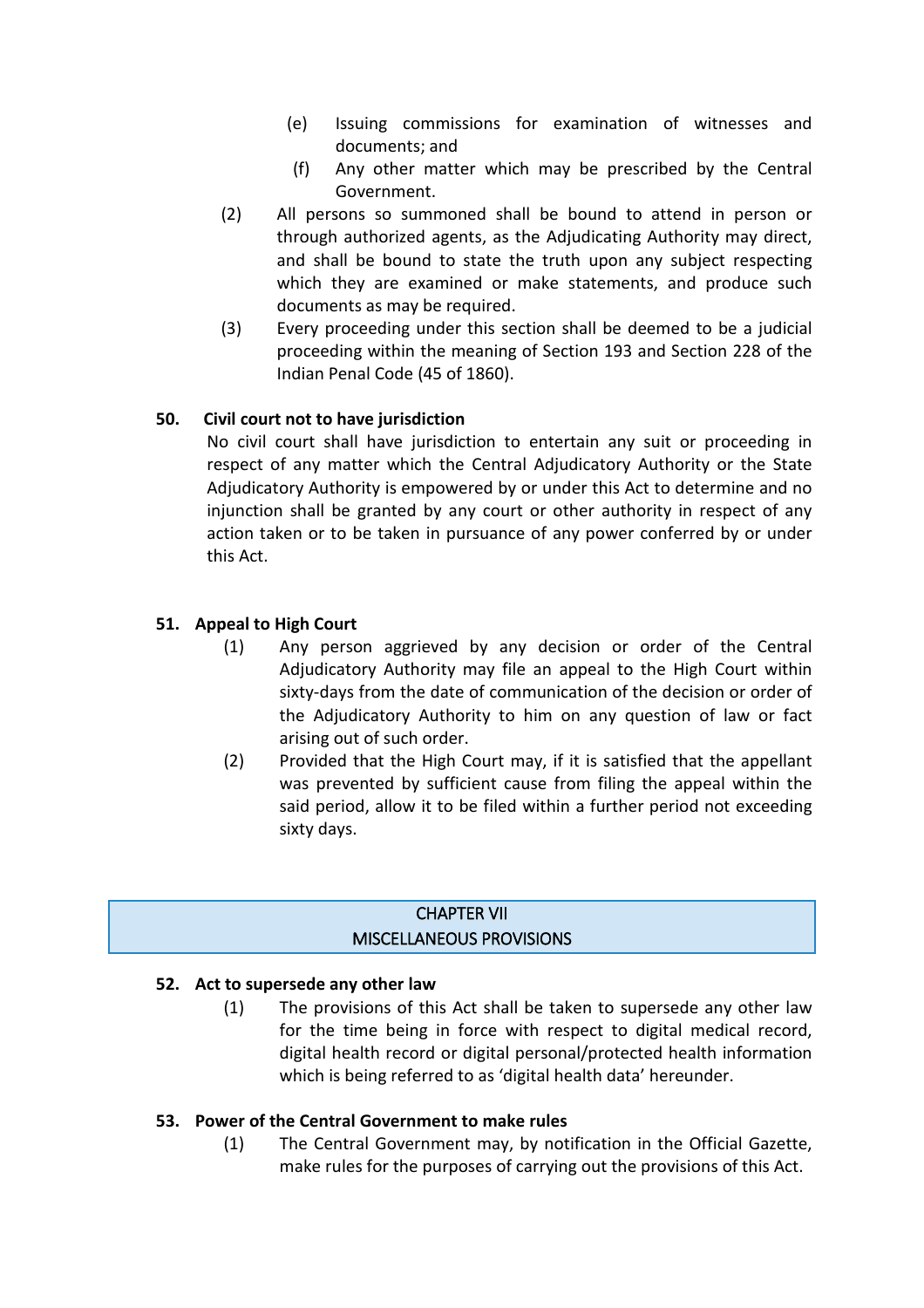(e) Issuing commissions for examination of witnesses and documents; and

(f) Any other matter which may be prescribed by the Central Government.

(2) All persons so summoned shall be bound to attend in person or through authorized agents, as the Adjudicating Authority may direct, and shall be bound to state the truth upon any subject respecting which they are examined or make statements, and produce such documents as may be required.

(3) Every proceeding under this section shall be deemed to be a judicial proceeding within the meaning of Section 193 and Section 228 of the Indian Penal Code (45 of 1860).

**50. Civil court not to have jurisdiction**

No civil court shall have jurisdiction to entertain any suit or proceeding in respect of any matter which the Central Adjudicatory Authority or the State Adjudicatory Authority is empowered by or under this Act to determine and no injunction shall be granted by any court or other authority in respect of any action taken or to be taken in pursuance of any power conferred by or under this Act.

**51. Appeal to High Court**

(1) Any person aggrieved by any decision or order of the Central Adjudicatory Authority may file an appeal to the High Court within sixty-days from the date of communication of the decision or order of the Adjudicatory Authority to him on any question of law or fact arising out of such order.

(2) Provided that the High Court may, if it is satisfied that the appellant was prevented by sufficient cause from filing the appeal within the said period, allow it to be filed within a further period not exceeding sixty days.

## CHAPTER VII
## MISCELLANEOUS PROVISIONS

**52. Act to supersede any other law**

(1) The provisions of this Act shall be taken to supersede any other law for the time being in force with respect to digital medical record, digital health record or digital personal/protected health information which is being referred to as 'digital health data' hereunder.

**53. Power of the Central Government to make rules**

(1) The Central Government may, by notification in the Official Gazette, make rules for the purposes of carrying out the provisions of this Act.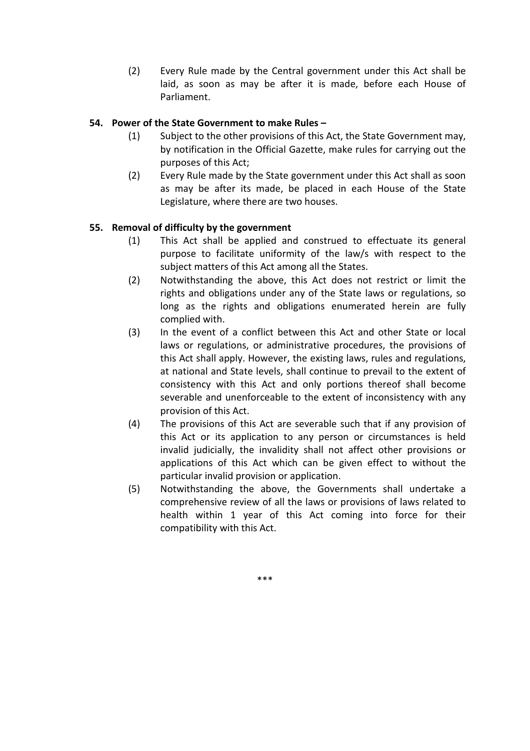(2) Every Rule made by the Central government under this Act shall be laid, as soon as may be after it is made, before each House of Parliament.

**54. Power of the State Government to make Rules –**

(1) Subject to the other provisions of this Act, the State Government may, by notification in the Official Gazette, make rules for carrying out the purposes of this Act;

(2) Every Rule made by the State government under this Act shall as soon as may be after its made, be placed in each House of the State Legislature, where there are two houses.

**55. Removal of difficulty by the government**

(1) This Act shall be applied and construed to effectuate its general purpose to facilitate uniformity of the law/s with respect to the subject matters of this Act among all the States.

(2) Notwithstanding the above, this Act does not restrict or limit the rights and obligations under any of the State laws or regulations, so long as the rights and obligations enumerated herein are fully complied with.

(3) In the event of a conflict between this Act and other State or local laws or regulations, or administrative procedures, the provisions of this Act shall apply. However, the existing laws, rules and regulations, at national and State levels, shall continue to prevail to the extent of consistency with this Act and only portions thereof shall become severable and unenforceable to the extent of inconsistency with any provision of this Act.

(4) The provisions of this Act are severable such that if any provision of this Act or its application to any person or circumstances is held invalid judicially, the invalidity shall not affect other provisions or applications of this Act which can be given effect to without the particular invalid provision or application.

(5) Notwithstanding the above, the Governments shall undertake a comprehensive review of all the laws or provisions of laws related to health within 1 year of this Act coming into force for their compatibility with this Act.

***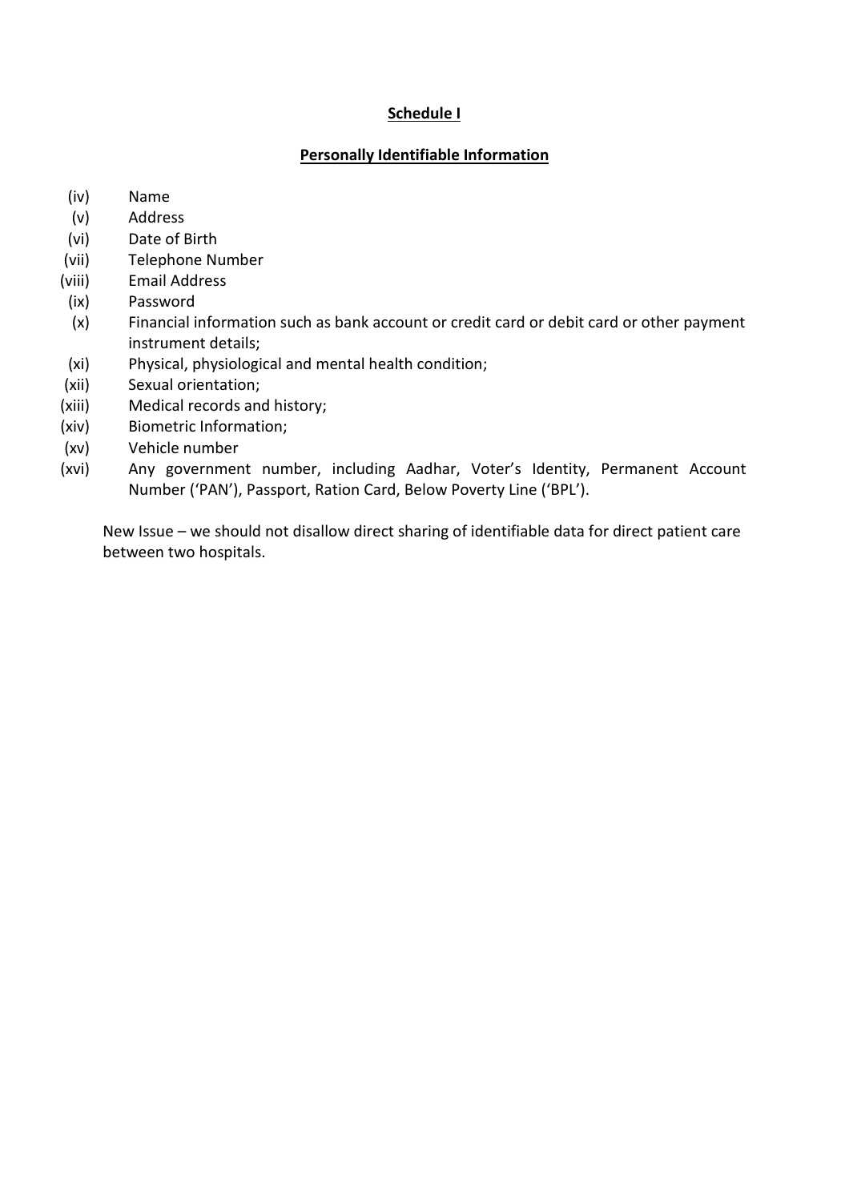**Schedule I**

**Personally Identifiable Information**

(iv) Name
(v) Address
(vi) Date of Birth
(vii) Telephone Number
(viii) Email Address
(ix) Password
(x) Financial information such as bank account or credit card or debit card or other payment instrument details;
(xi) Physical, physiological and mental health condition;
(xii) Sexual orientation;
(xiii) Medical records and history;
(xiv) Biometric Information;
(xv) Vehicle number
(xvi) Any government number, including Aadhar, Voter's Identity, Permanent Account Number ('PAN'), Passport, Ration Card, Below Poverty Line ('BPL').

New Issue – we should not disallow direct sharing of identifiable data for direct patient care between two hospitals.